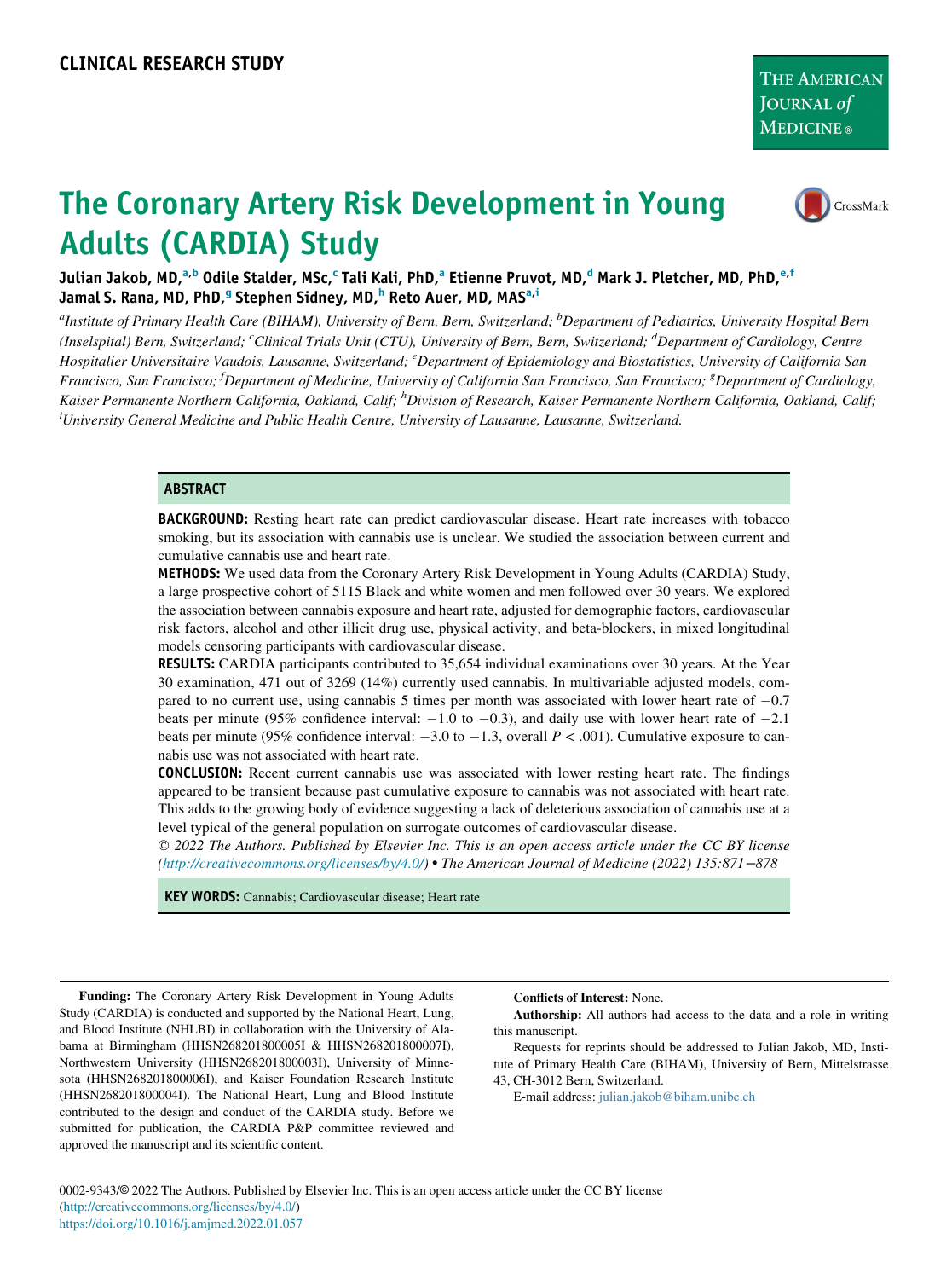CLINICAL RESEARCH STUDY

# The Coronary Artery Risk Development in Young Adults (CARDIA) Study

**Julian Jakob, MD,[a,b] Odile Stalder, MSc,[c] Tali Kali, PhD,[a] Etienne Pruvot, MD,[d] Mark J. Pletcher, MD, PhD,[e,f] Jamal S. Rana, MD, PhD,[g] Stephen Sidney, MD,[h] Reto Auer, MD, MAS[a,i]**

*[a]Institute of Primary Health Care (BIHAM), University of Bern, Bern, Switzerland; [b]Department of Pediatrics, University Hospital Bern (Inselspital) Bern, Switzerland; [c]Clinical Trials Unit (CTU), University of Bern, Bern, Switzerland; [d]Department of Cardiology, Centre Hospitalier Universitaire Vaudois, Lausanne, Switzerland; [e]Department of Epidemiology and Biostatistics, University of California San Francisco, San Francisco; [f]Department of Medicine, University of California San Francisco, San Francisco; [g]Department of Cardiology, Kaiser Permanente Northern California, Oakland, Calif; [h]Division of Research, Kaiser Permanente Northern California, Oakland, Calif; [i]University General Medicine and Public Health Centre, University of Lausanne, Lausanne, Switzerland.*

## ABSTRACT

**BACKGROUND:** Resting heart rate can predict cardiovascular disease. Heart rate increases with tobacco smoking, but its association with cannabis use is unclear. We studied the association between current and cumulative cannabis use and heart rate.

**METHODS:** We used data from the Coronary Artery Risk Development in Young Adults (CARDIA) Study, a large prospective cohort of 5115 Black and white women and men followed over 30 years. We explored the association between cannabis exposure and heart rate, adjusted for demographic factors, cardiovascular risk factors, alcohol and other illicit drug use, physical activity, and beta-blockers, in mixed longitudinal models censoring participants with cardiovascular disease.

**RESULTS:** CARDIA participants contributed to 35,654 individual examinations over 30 years. At the Year 30 examination, 471 out of 3269 (14%) currently used cannabis. In multivariable adjusted models, compared to no current use, using cannabis 5 times per month was associated with lower heart rate of −0.7 beats per minute (95% confidence interval: −1.0 to −0.3), and daily use with lower heart rate of −2.1 beats per minute (95% confidence interval: −3.0 to −1.3, overall $P < .001$). Cumulative exposure to cannabis use was not associated with heart rate.

**CONCLUSION:** Recent current cannabis use was associated with lower resting heart rate. The findings appeared to be transient because past cumulative exposure to cannabis was not associated with heart rate. This adds to the growing body of evidence suggesting a lack of deleterious association of cannabis use at a level typical of the general population on surrogate outcomes of cardiovascular disease.

*© 2022 The Authors. Published by Elsevier Inc. This is an open access article under the CC BY license (http://creativecommons.org/licenses/by/4.0/) • The American Journal of Medicine (2022) 135:871−878*

**KEY WORDS:** Cannabis; Cardiovascular disease; Heart rate

**Funding:** The Coronary Artery Risk Development in Young Adults Study (CARDIA) is conducted and supported by the National Heart, Lung, and Blood Institute (NHLBI) in collaboration with the University of Alabama at Birmingham (HHSN268201800005I & HHSN268201800007I), Northwestern University (HHSN268201800003I), University of Minnesota (HHSN268201800006I), and Kaiser Foundation Research Institute (HHSN268201800004I). The National Heart, Lung and Blood Institute contributed to the design and conduct of the CARDIA study. Before we submitted for publication, the CARDIA P&P committee reviewed and approved the manuscript and its scientific content.

**Conflicts of Interest:** None.

**Authorship:** All authors had access to the data and a role in writing this manuscript.

Requests for reprints should be addressed to Julian Jakob, MD, Institute of Primary Health Care (BIHAM), University of Bern, Mittelstrasse 43, CH-3012 Bern, Switzerland.

E-mail address: julian.jakob@biham.unibe.ch

0002-9343/© 2022 The Authors. Published by Elsevier Inc. This is an open access article under the CC BY license (http://creativecommons.org/licenses/by/4.0/)
https://doi.org/10.1016/j.amjmed.2022.01.057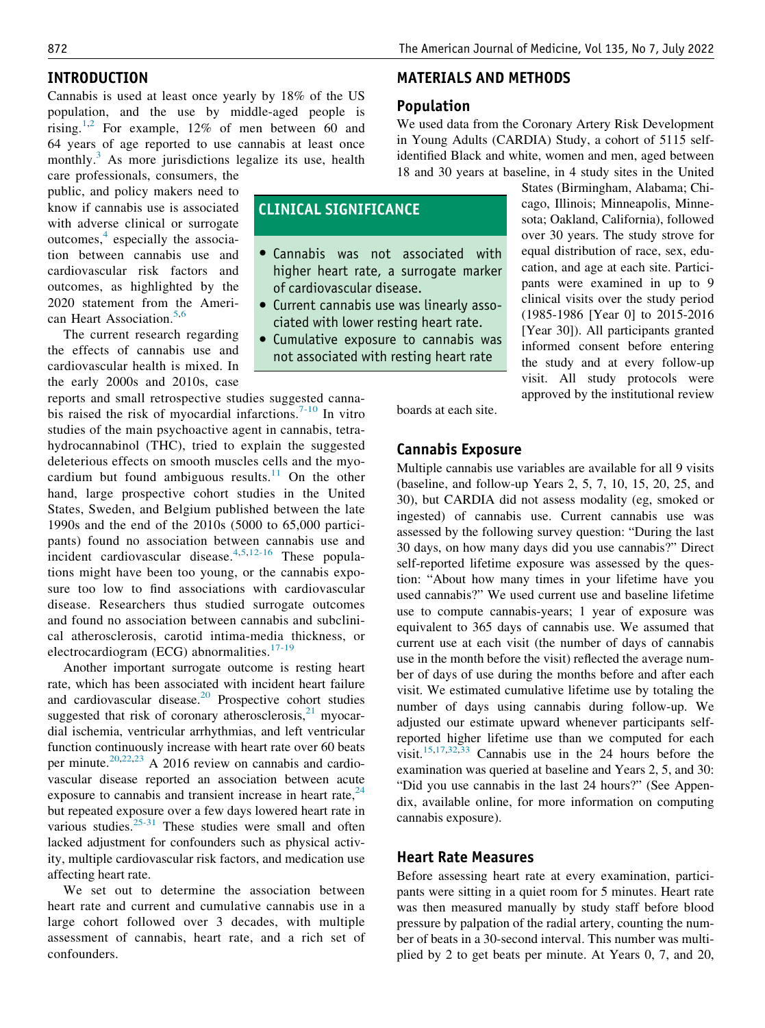## INTRODUCTION

Cannabis is used at least once yearly by 18% of the US population, and the use by middle-aged people is rising.[1,2] For example, 12% of men between 60 and 64 years of age reported to use cannabis at least once monthly.[3] As more jurisdictions legalize its use, health care professionals, consumers, the public, and policy makers need to know if cannabis use is associated with adverse clinical or surrogate outcomes,[4] especially the association between cannabis use and cardiovascular risk factors and outcomes, as highlighted by the 2020 statement from the American Heart Association.[5,6]

The current research regarding the effects of cannabis use and cardiovascular health is mixed. In the early 2000s and 2010s, case reports and small retrospective studies suggested cannabis raised the risk of myocardial infarctions.[7-10] In vitro studies of the main psychoactive agent in cannabis, tetrahydrocannabinol (THC), tried to explain the suggested deleterious effects on smooth muscles cells and the myocardium but found ambiguous results.[11] On the other hand, large prospective cohort studies in the United States, Sweden, and Belgium published between the late 1990s and the end of the 2010s (5000 to 65,000 participants) found no association between cannabis use and incident cardiovascular disease.[4,5,12-16] These populations might have been too young, or the cannabis exposure too low to find associations with cardiovascular disease. Researchers thus studied surrogate outcomes and found no association between cannabis and subclinical atherosclerosis, carotid intima-media thickness, or electrocardiogram (ECG) abnormalities.[17-19]

Another important surrogate outcome is resting heart rate, which has been associated with incident heart failure and cardiovascular disease.[20] Prospective cohort studies suggested that risk of coronary atherosclerosis,[21] myocardial ischemia, ventricular arrhythmias, and left ventricular function continuously increase with heart rate over 60 beats per minute.[20,22,23] A 2016 review on cannabis and cardiovascular disease reported an association between acute exposure to cannabis and transient increase in heart rate,[24] but repeated exposure over a few days lowered heart rate in various studies.[25-31] These studies were small and often lacked adjustment for confounders such as physical activity, multiple cardiovascular risk factors, and medication use affecting heart rate.

We set out to determine the association between heart rate and current and cumulative cannabis use in a large cohort followed over 3 decades, with multiple assessment of cannabis, heart rate, and a rich set of confounders.

## CLINICAL SIGNIFICANCE

- Cannabis was not associated with higher heart rate, a surrogate marker of cardiovascular disease.
- Current cannabis use was linearly associated with lower resting heart rate.
- Cumulative exposure to cannabis was not associated with resting heart rate

## MATERIALS AND METHODS

### Population

We used data from the Coronary Artery Risk Development in Young Adults (CARDIA) Study, a cohort of 5115 self-identified Black and white, women and men, aged between 18 and 30 years at baseline, in 4 study sites in the United States (Birmingham, Alabama; Chicago, Illinois; Minneapolis, Minnesota; Oakland, California), followed over 30 years. The study strove for equal distribution of race, sex, education, and age at each site. Participants were examined in up to 9 clinical visits over the study period (1985-1986 [Year 0] to 2015-2016 [Year 30]). All participants granted informed consent before entering the study and at every follow-up visit. All study protocols were approved by the institutional review boards at each site.

### Cannabis Exposure

Multiple cannabis use variables are available for all 9 visits (baseline, and follow-up Years 2, 5, 7, 10, 15, 20, 25, and 30), but CARDIA did not assess modality (eg, smoked or ingested) of cannabis use. Current cannabis use was assessed by the following survey question: "During the last 30 days, on how many days did you use cannabis?" Direct self-reported lifetime exposure was assessed by the question: "About how many times in your lifetime have you used cannabis?" We used current use and baseline lifetime use to compute cannabis-years; 1 year of exposure was equivalent to 365 days of cannabis use. We assumed that current use at each visit (the number of days of cannabis use in the month before the visit) reflected the average number of days of use during the months before and after each visit. We estimated cumulative lifetime use by totaling the number of days using cannabis during follow-up. We adjusted our estimate upward whenever participants self-reported higher lifetime use than we computed for each visit.[15,17,32,33] Cannabis use in the 24 hours before the examination was queried at baseline and Years 2, 5, and 30: "Did you use cannabis in the last 24 hours?" (See Appendix, available online, for more information on computing cannabis exposure).

### Heart Rate Measures

Before assessing heart rate at every examination, participants were sitting in a quiet room for 5 minutes. Heart rate was then measured manually by study staff before blood pressure by palpation of the radial artery, counting the number of beats in a 30-second interval. This number was multiplied by 2 to get beats per minute. At Years 0, 7, and 20,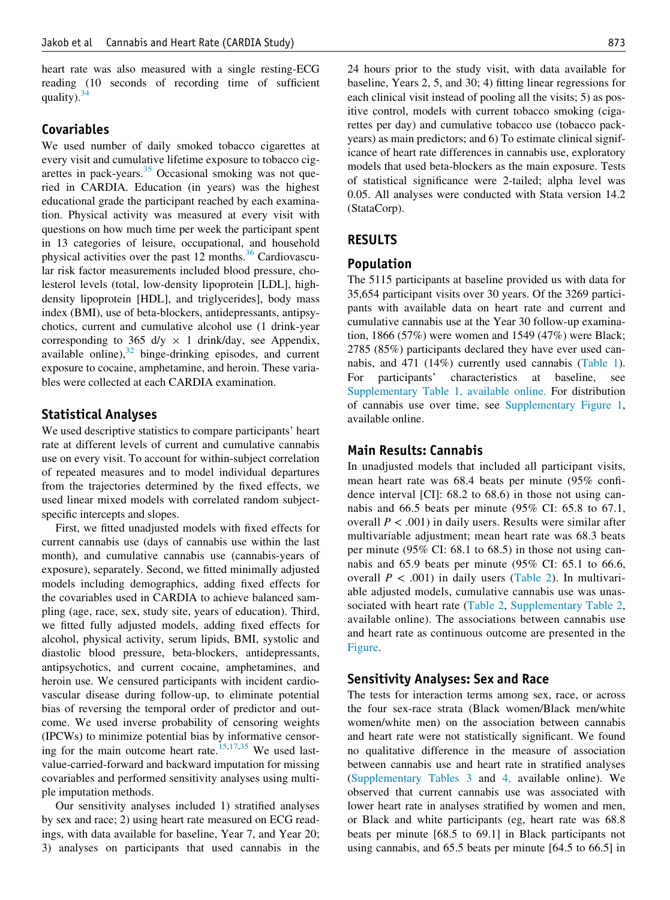heart rate was also measured with a single resting-ECG reading (10 seconds of recording time of sufficient quality).[34]

## Covariables

We used number of daily smoked tobacco cigarettes at every visit and cumulative lifetime exposure to tobacco cigarettes in pack-years.[35] Occasional smoking was not queried in CARDIA. Education (in years) was the highest educational grade the participant reached by each examination. Physical activity was measured at every visit with questions on how much time per week the participant spent in 13 categories of leisure, occupational, and household physical activities over the past 12 months.[36] Cardiovascular risk factor measurements included blood pressure, cholesterol levels (total, low-density lipoprotein [LDL], high-density lipoprotein [HDL], and triglycerides], body mass index (BMI), use of beta-blockers, antidepressants, antipsychotics, current and cumulative alcohol use (1 drink-year corresponding to 365 d/y $\times$ 1 drink/day, see Appendix, available online),[32] binge-drinking episodes, and current exposure to cocaine, amphetamine, and heroin. These variables were collected at each CARDIA examination.

## Statistical Analyses

We used descriptive statistics to compare participants' heart rate at different levels of current and cumulative cannabis use on every visit. To account for within-subject correlation of repeated measures and to model individual departures from the trajectories determined by the fixed effects, we used linear mixed models with correlated random subject-specific intercepts and slopes.

First, we fitted unadjusted models with fixed effects for current cannabis use (days of cannabis use within the last month), and cumulative cannabis use (cannabis-years of exposure), separately. Second, we fitted minimally adjusted models including demographics, adding fixed effects for the covariables used in CARDIA to achieve balanced sampling (age, race, sex, study site, years of education). Third, we fitted fully adjusted models, adding fixed effects for alcohol, physical activity, serum lipids, BMI, systolic and diastolic blood pressure, beta-blockers, antidepressants, antipsychotics, and current cocaine, amphetamines, and heroin use. We censured participants with incident cardiovascular disease during follow-up, to eliminate potential bias of reversing the temporal order of predictor and outcome. We used inverse probability of censoring weights (IPCWs) to minimize potential bias by informative censoring for the main outcome heart rate.[15,17,35] We used last-value-carried-forward and backward imputation for missing covariables and performed sensitivity analyses using multiple imputation methods.

Our sensitivity analyses included 1) stratified analyses by sex and race; 2) using heart rate measured on ECG readings, with data available for baseline, Year 7, and Year 20; 3) analyses on participants that used cannabis in the 24 hours prior to the study visit, with data available for baseline, Years 2, 5, and 30; 4) fitting linear regressions for each clinical visit instead of pooling all the visits; 5) as positive control, models with current tobacco smoking (cigarettes per day) and cumulative tobacco use (tobacco pack-years) as main predictors; and 6) To estimate clinical significance of heart rate differences in cannabis use, exploratory models that used beta-blockers as the main exposure. Tests of statistical significance were 2-tailed; alpha level was 0.05. All analyses were conducted with Stata version 14.2 (StataCorp).

# RESULTS

## Population

The 5115 participants at baseline provided us with data for 35,654 participant visits over 30 years. Of the 3269 participants with available data on heart rate and current and cumulative cannabis use at the Year 30 follow-up examination, 1866 (57%) were women and 1549 (47%) were Black; 2785 (85%) participants declared they have ever used cannabis, and 471 (14%) currently used cannabis (Table 1). For participants' characteristics at baseline, see Supplementary Table 1, available online. For distribution of cannabis use over time, see Supplementary Figure 1, available online.

## Main Results: Cannabis

In unadjusted models that included all participant visits, mean heart rate was 68.4 beats per minute (95% confidence interval [CI]: 68.2 to 68.6) in those not using cannabis and 66.5 beats per minute (95% CI: 65.8 to 67.1, overall $P < .001$) in daily users. Results were similar after multivariable adjustment; mean heart rate was 68.3 beats per minute (95% CI: 68.1 to 68.5) in those not using cannabis and 65.9 beats per minute (95% CI: 65.1 to 66.6, overall $P < .001$) in daily users (Table 2). In multivariable adjusted models, cumulative cannabis use was unassociated with heart rate (Table 2, Supplementary Table 2, available online). The associations between cannabis use and heart rate as continuous outcome are presented in the Figure.

## Sensitivity Analyses: Sex and Race

The tests for interaction terms among sex, race, or across the four sex-race strata (Black women/Black men/white women/white men) on the association between cannabis and heart rate were not statistically significant. We found no qualitative difference in the measure of association between cannabis use and heart rate in stratified analyses (Supplementary Tables 3 and 4, available online). We observed that current cannabis use was associated with lower heart rate in analyses stratified by women and men, or Black and white participants (eg, heart rate was 68.8 beats per minute [68.5 to 69.1] in Black participants not using cannabis, and 65.5 beats per minute [64.5 to 66.5] in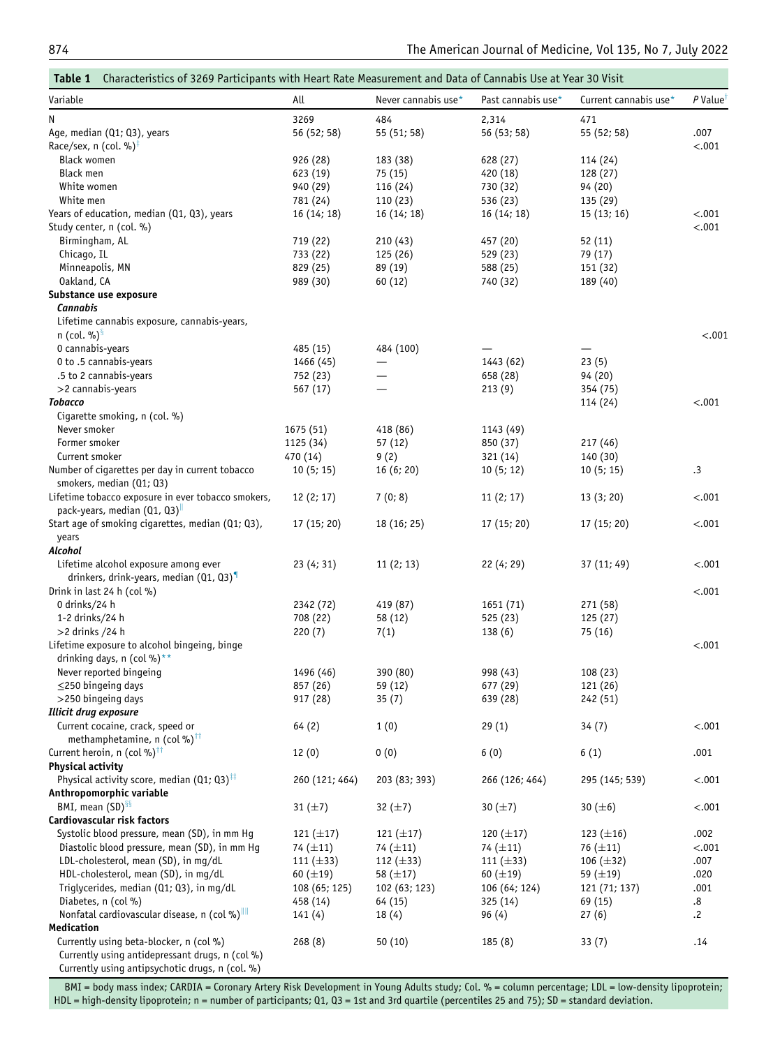**Table 1** Characteristics of 3269 Participants with Heart Rate Measurement and Data of Cannabis Use at Year 30 Visit

| Variable | All | Never cannabis use* | Past cannabis use* | Current cannabis use* | *P* Value† |
|---|---|---|---|---|---|
| N | 3269 | 484 | 2,314 | 471 | |
| Age, median (Q1; Q3), years | 56 (52; 58) | 55 (51; 58) | 56 (53; 58) | 55 (52; 58) | .007 |
| Race/sex, n (col. %)‡ | | | | | <.001 |
| Black women | 926 (28) | 183 (38) | 628 (27) | 114 (24) | |
| Black men | 623 (19) | 75 (15) | 420 (18) | 128 (27) | |
| White women | 940 (29) | 116 (24) | 730 (32) | 94 (20) | |
| White men | 781 (24) | 110 (23) | 536 (23) | 135 (29) | |
| Years of education, median (Q1, Q3), years | 16 (14; 18) | 16 (14; 18) | 16 (14; 18) | 15 (13; 16) | <.001 |
| Study center, n (col. %) | | | | | <.001 |
| Birmingham, AL | 719 (22) | 210 (43) | 457 (20) | 52 (11) | |
| Chicago, IL | 733 (22) | 125 (26) | 529 (23) | 79 (17) | |
| Minneapolis, MN | 829 (25) | 89 (19) | 588 (25) | 151 (32) | |
| Oakland, CA | 989 (30) | 60 (12) | 740 (32) | 189 (40) | |
| **Substance use exposure** | | | | | |
| ***Cannabis*** | | | | | |
| Lifetime cannabis exposure, cannabis-years, n (col. %)§ | | | | | <.001 |
| 0 cannabis-years | 485 (15) | 484 (100) | — | — | |
| 0 to .5 cannabis-years | 1466 (45) | — | 1443 (62) | 23 (5) | |
| .5 to 2 cannabis-years | 752 (23) | — | 658 (28) | 94 (20) | |
| >2 cannabis-years | 567 (17) | — | 213 (9) | 354 (75) | |
| ***Tobacco*** | | | | 114 (24) | <.001 |
| Cigarette smoking, n (col. %) | | | | | |
| Never smoker | 1675 (51) | 418 (86) | 1143 (49) | | |
| Former smoker | 1125 (34) | 57 (12) | 850 (37) | 217 (46) | |
| Current smoker | 470 (14) | 9 (2) | 321 (14) | 140 (30) | |
| Number of cigarettes per day in current tobacco smokers, median (Q1; Q3) | 10 (5; 15) | 16 (6; 20) | 10 (5; 12) | 10 (5; 15) | .3 |
| Lifetime tobacco exposure in ever tobacco smokers, pack-years, median (Q1, Q3)‖ | 12 (2; 17) | 7 (0; 8) | 11 (2; 17) | 13 (3; 20) | <.001 |
| Start age of smoking cigarettes, median (Q1; Q3), years | 17 (15; 20) | 18 (16; 25) | 17 (15; 20) | 17 (15; 20) | <.001 |
| ***Alcohol*** | | | | | |
| Lifetime alcohol exposure among ever drinkers, drink-years, median (Q1, Q3)¶ | 23 (4; 31) | 11 (2; 13) | 22 (4; 29) | 37 (11; 49) | <.001 |
| Drink in last 24 h (col %) | | | | | <.001 |
| 0 drinks/24 h | 2342 (72) | 419 (87) | 1651 (71) | 271 (58) | |
| 1-2 drinks/24 h | 708 (22) | 58 (12) | 525 (23) | 125 (27) | |
| >2 drinks /24 h | 220 (7) | 7(1) | 138 (6) | 75 (16) | |
| Lifetime exposure to alcohol bingeing, binge drinking days, n (col %)** | | | | | <.001 |
| Never reported bingeing | 1496 (46) | 390 (80) | 998 (43) | 108 (23) | |
| ≤250 bingeing days | 857 (26) | 59 (12) | 677 (29) | 121 (26) | |
| >250 bingeing days | 917 (28) | 35 (7) | 639 (28) | 242 (51) | |
| ***Illicit drug exposure*** | | | | | |
| Current cocaine, crack, speed or methamphetamine, n (col %)†† | 64 (2) | 1 (0) | 29 (1) | 34 (7) | <.001 |
| Current heroin, n (col %)†† | 12 (0) | 0 (0) | 6 (0) | 6 (1) | .001 |
| **Physical activity** | | | | | |
| Physical activity score, median (Q1; Q3)‡‡ | 260 (121; 464) | 203 (83; 393) | 266 (126; 464) | 295 (145; 539) | <.001 |
| **Anthropomorphic variable** | | | | | |
| BMI, mean (SD)§§ | 31 (±7) | 32 (±7) | 30 (±7) | 30 (±6) | <.001 |
| **Cardiovascular risk factors** | | | | | |
| Systolic blood pressure, mean (SD), in mm Hg | 121 (±17) | 121 (±17) | 120 (±17) | 123 (±16) | .002 |
| Diastolic blood pressure, mean (SD), in mm Hg | 74 (±11) | 74 (±11) | 74 (±11) | 76 (±11) | <.001 |
| LDL-cholesterol, mean (SD), in mg/dL | 111 (±33) | 112 (±33) | 111 (±33) | 106 (±32) | .007 |
| HDL-cholesterol, mean (SD), in mg/dL | 60 (±19) | 58 (±17) | 60 (±19) | 59 (±19) | .020 |
| Triglycerides, median (Q1; Q3), in mg/dL | 108 (65; 125) | 102 (63; 123) | 106 (64; 124) | 121 (71; 137) | .001 |
| Diabetes, n (col %) | 458 (14) | 64 (15) | 325 (14) | 69 (15) | .8 |
| Nonfatal cardiovascular disease, n (col %)‖‖ | 141 (4) | 18 (4) | 96 (4) | 27 (6) | .2 |
| **Medication** | | | | | |
| Currently using beta-blocker, n (col %) | 268 (8) | 50 (10) | 185 (8) | 33 (7) | .14 |
| Currently using antidepressant drugs, n (col %) | | | | | |
| Currently using antipsychotic drugs, n (col. %) | | | | | |

BMI = body mass index; CARDIA = Coronary Artery Risk Development in Young Adults study; Col. % = column percentage; LDL = low-density lipoprotein; HDL = high-density lipoprotein; n = number of participants; Q1, Q3 = 1st and 3rd quartile (percentiles 25 and 75); SD = standard deviation.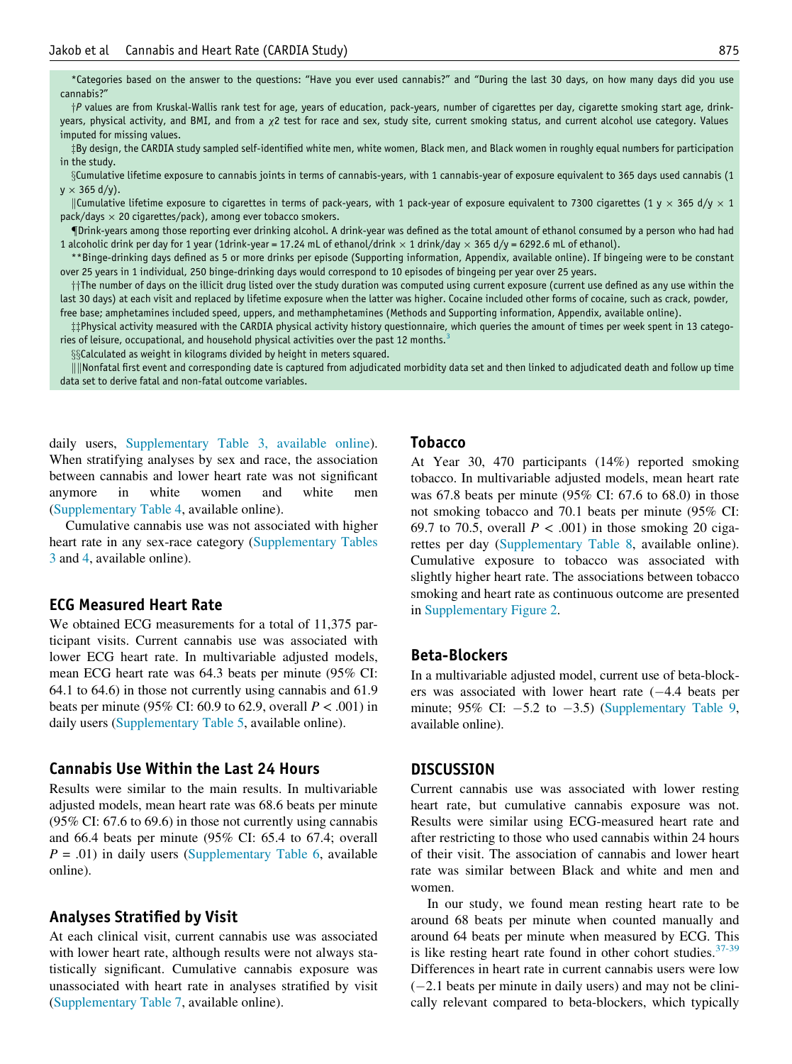*Categories based on the answer to the questions: "Have you ever used cannabis?" and "During the last 30 days, on how many days did you use cannabis?"

†P values are from Kruskal-Wallis rank test for age, years of education, pack-years, number of cigarettes per day, cigarette smoking start age, drink-years, physical activity, and BMI, and from a $\chi 2$ test for race and sex, study site, current smoking status, and current alcohol use category. Values imputed for missing values.

‡By design, the CARDIA study sampled self-identified white men, white women, Black men, and Black women in roughly equal numbers for participation in the study.

§Cumulative lifetime exposure to cannabis joints in terms of cannabis-years, with 1 cannabis-year of exposure equivalent to 365 days used cannabis (1 y × 365 d/y).

‖Cumulative lifetime exposure to cigarettes in terms of pack-years, with 1 pack-year of exposure equivalent to 7300 cigarettes (1 y × 365 d/y × 1 pack/days × 20 cigarettes/pack), among ever tobacco smokers.

¶Drink-years among those reporting ever drinking alcohol. A drink-year was defined as the total amount of ethanol consumed by a person who had had 1 alcoholic drink per day for 1 year (1drink-year = 17.24 mL of ethanol/drink × 1 drink/day × 365 d/y = 6292.6 mL of ethanol).

**Binge-drinking days defined as 5 or more drinks per episode (Supporting information, Appendix, available online). If bingeing were to be constant over 25 years in 1 individual, 250 binge-drinking days would correspond to 10 episodes of bingeing per year over 25 years.

††The number of days on the illicit drug listed over the study duration was computed using current exposure (current use defined as any use within the last 30 days) at each visit and replaced by lifetime exposure when the latter was higher. Cocaine included other forms of cocaine, such as crack, powder, free base; amphetamines included speed, uppers, and methamphetamines (Methods and Supporting information, Appendix, available online).

‡‡Physical activity measured with the CARDIA physical activity history questionnaire, which queries the amount of times per week spent in 13 categories of leisure, occupational, and household physical activities over the past 12 months.[3]

§§Calculated as weight in kilograms divided by height in meters squared.

‖‖Nonfatal first event and corresponding date is captured from adjudicated morbidity data set and then linked to adjudicated death and follow up time data set to derive fatal and non-fatal outcome variables.

daily users, Supplementary Table 3, available online). When stratifying analyses by sex and race, the association between cannabis and lower heart rate was not significant anymore in white women and white men (Supplementary Table 4, available online).

Cumulative cannabis use was not associated with higher heart rate in any sex-race category (Supplementary Tables 3 and 4, available online).

## ECG Measured Heart Rate

We obtained ECG measurements for a total of 11,375 participant visits. Current cannabis use was associated with lower ECG heart rate. In multivariable adjusted models, mean ECG heart rate was 64.3 beats per minute (95% CI: 64.1 to 64.6) in those not currently using cannabis and 61.9 beats per minute (95% CI: 60.9 to 62.9, overall $P < .001$) in daily users (Supplementary Table 5, available online).

## Cannabis Use Within the Last 24 Hours

Results were similar to the main results. In multivariable adjusted models, mean heart rate was 68.6 beats per minute (95% CI: 67.6 to 69.6) in those not currently using cannabis and 66.4 beats per minute (95% CI: 65.4 to 67.4; overall $P = .01$) in daily users (Supplementary Table 6, available online).

## Analyses Stratified by Visit

At each clinical visit, current cannabis use was associated with lower heart rate, although results were not always statistically significant. Cumulative cannabis exposure was unassociated with heart rate in analyses stratified by visit (Supplementary Table 7, available online).

## Tobacco

At Year 30, 470 participants (14%) reported smoking tobacco. In multivariable adjusted models, mean heart rate was 67.8 beats per minute (95% CI: 67.6 to 68.0) in those not smoking tobacco and 70.1 beats per minute (95% CI: 69.7 to 70.5, overall $P < .001$) in those smoking 20 cigarettes per day (Supplementary Table 8, available online). Cumulative exposure to tobacco was associated with slightly higher heart rate. The associations between tobacco smoking and heart rate as continuous outcome are presented in Supplementary Figure 2.

## Beta-Blockers

In a multivariable adjusted model, current use of beta-blockers was associated with lower heart rate (−4.4 beats per minute; 95% CI: −5.2 to −3.5) (Supplementary Table 9, available online).

# DISCUSSION

Current cannabis use was associated with lower resting heart rate, but cumulative cannabis exposure was not. Results were similar using ECG-measured heart rate and after restricting to those who used cannabis within 24 hours of their visit. The association of cannabis and lower heart rate was similar between Black and white and men and women.

In our study, we found mean resting heart rate to be around 68 beats per minute when counted manually and around 64 beats per minute when measured by ECG. This is like resting heart rate found in other cohort studies.[37-39] Differences in heart rate in current cannabis users were low (−2.1 beats per minute in daily users) and may not be clinically relevant compared to beta-blockers, which typically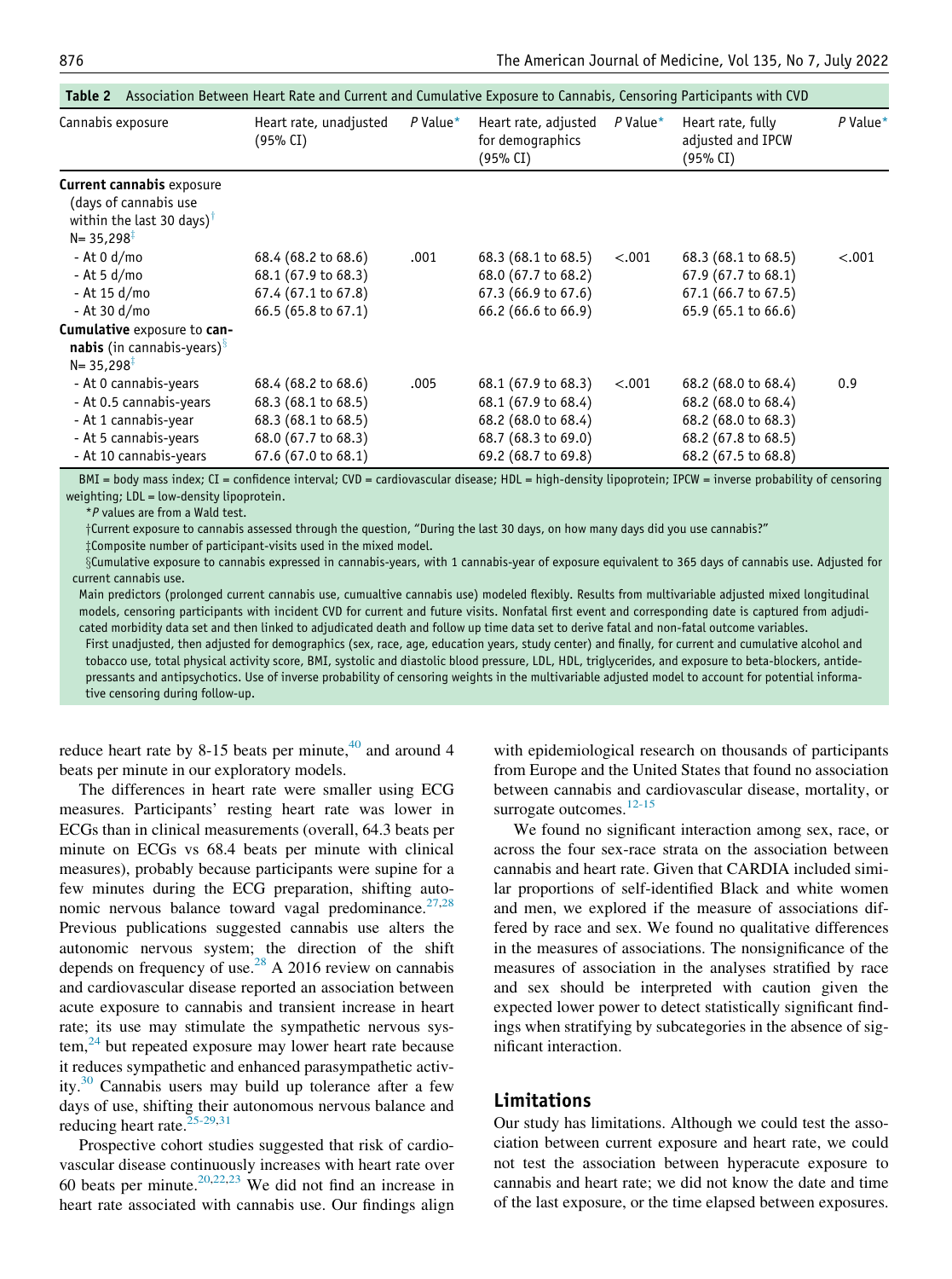**Table 2** Association Between Heart Rate and Current and Cumulative Exposure to Cannabis, Censoring Participants with CVD

| Cannabis exposure | Heart rate, unadjusted (95% CI) | *P* Value* | Heart rate, adjusted for demographics (95% CI) | *P* Value* | Heart rate, fully adjusted and IPCW (95% CI) | *P* Value* |
|---|---|---|---|---|---|---|
| **Current cannabis** exposure (days of cannabis use within the last 30 days)† N= 35,298‡ | | | | | | |
| - At 0 d/mo | 68.4 (68.2 to 68.6) | .001 | 68.3 (68.1 to 68.5) | <.001 | 68.3 (68.1 to 68.5) | <.001 |
| - At 5 d/mo | 68.1 (67.9 to 68.3) | | 68.0 (67.7 to 68.2) | | 67.9 (67.7 to 68.1) | |
| - At 15 d/mo | 67.4 (67.1 to 67.8) | | 67.3 (66.9 to 67.6) | | 67.1 (66.7 to 67.5) | |
| - At 30 d/mo | 66.5 (65.8 to 67.1) | | 66.2 (66.6 to 66.9) | | 65.9 (65.1 to 66.6) | |
| **Cumulative** exposure to **cannabis** (in cannabis-years)§ N= 35,298‡ | | | | | | |
| - At 0 cannabis-years | 68.4 (68.2 to 68.6) | .005 | 68.1 (67.9 to 68.3) | <.001 | 68.2 (68.0 to 68.4) | 0.9 |
| - At 0.5 cannabis-years | 68.3 (68.1 to 68.5) | | 68.1 (67.9 to 68.4) | | 68.2 (68.0 to 68.4) | |
| - At 1 cannabis-year | 68.3 (68.1 to 68.5) | | 68.2 (68.0 to 68.4) | | 68.2 (68.0 to 68.3) | |
| - At 5 cannabis-years | 68.0 (67.7 to 68.3) | | 68.7 (68.3 to 69.0) | | 68.2 (67.8 to 68.5) | |
| - At 10 cannabis-years | 67.6 (67.0 to 68.1) | | 69.2 (68.7 to 69.8) | | 68.2 (67.5 to 68.8) | |

BMI = body mass index; CI = confidence interval; CVD = cardiovascular disease; HDL = high-density lipoprotein; IPCW = inverse probability of censoring weighting; LDL = low-density lipoprotein.

**P* values are from a Wald test.

†Current exposure to cannabis assessed through the question, "During the last 30 days, on how many days did you use cannabis?"

‡Composite number of participant-visits used in the mixed model.

§Cumulative exposure to cannabis expressed in cannabis-years, with 1 cannabis-year of exposure equivalent to 365 days of cannabis use. Adjusted for current cannabis use.

Main predictors (prolonged current cannabis use, cumualtive cannabis use) modeled flexibly. Results from multivariable adjusted mixed longitudinal models, censoring participants with incident CVD for current and future visits. Nonfatal first event and corresponding date is captured from adjudicated morbidity data set and then linked to adjudicated death and follow up time data set to derive fatal and non-fatal outcome variables.

First unadjusted, then adjusted for demographics (sex, race, age, education years, study center) and finally, for current and cumulative alcohol and tobacco use, total physical activity score, BMI, systolic and diastolic blood pressure, LDL, HDL, triglycerides, and exposure to beta-blockers, antidepressants and antipsychotics. Use of inverse probability of censoring weights in the multivariable adjusted model to account for potential informative censoring during follow-up.

reduce heart rate by 8-15 beats per minute,[40] and around 4 beats per minute in our exploratory models.

The differences in heart rate were smaller using ECG measures. Participants' resting heart rate was lower in ECGs than in clinical measurements (overall, 64.3 beats per minute on ECGs vs 68.4 beats per minute with clinical measures), probably because participants were supine for a few minutes during the ECG preparation, shifting autonomic nervous balance toward vagal predominance.[27,28] Previous publications suggested cannabis use alters the autonomic nervous system; the direction of the shift depends on frequency of use.[28] A 2016 review on cannabis and cardiovascular disease reported an association between acute exposure to cannabis and transient increase in heart rate; its use may stimulate the sympathetic nervous system,[24] but repeated exposure may lower heart rate because it reduces sympathetic and enhanced parasympathetic activity.[30] Cannabis users may build up tolerance after a few days of use, shifting their autonomous nervous balance and reducing heart rate.[25-29,31]

Prospective cohort studies suggested that risk of cardiovascular disease continuously increases with heart rate over 60 beats per minute.[20,22,23] We did not find an increase in heart rate associated with cannabis use. Our findings align with epidemiological research on thousands of participants from Europe and the United States that found no association between cannabis and cardiovascular disease, mortality, or surrogate outcomes.[12-15]

We found no significant interaction among sex, race, or across the four sex-race strata on the association between cannabis and heart rate. Given that CARDIA included similar proportions of self-identified Black and white women and men, we explored if the measure of associations differed by race and sex. We found no qualitative differences in the measures of associations. The nonsignificance of the measures of association in the analyses stratified by race and sex should be interpreted with caution given the expected lower power to detect statistically significant findings when stratifying by subcategories in the absence of significant interaction.

## Limitations

Our study has limitations. Although we could test the association between current exposure and heart rate, we could not test the association between hyperacute exposure to cannabis and heart rate; we did not know the date and time of the last exposure, or the time elapsed between exposures.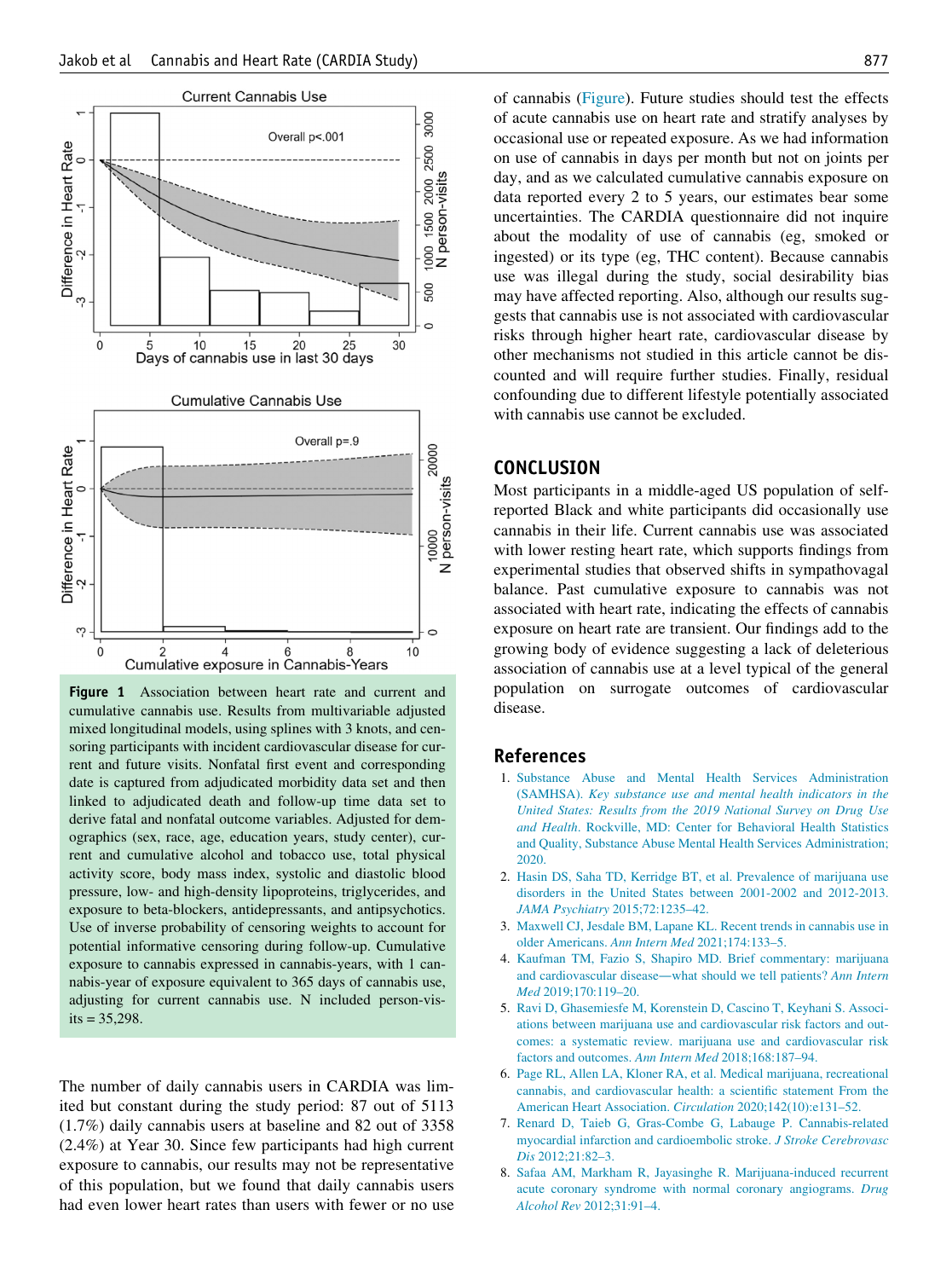**Figure 1** Association between heart rate and current and cumulative cannabis use. Results from multivariable adjusted mixed longitudinal models, using splines with 3 knots, and censoring participants with incident cardiovascular disease for current and future visits. Nonfatal first event and corresponding date is captured from adjudicated morbidity data set and then linked to adjudicated death and follow-up time data set to derive fatal and nonfatal outcome variables. Adjusted for demographics (sex, race, age, education years, study center), current and cumulative alcohol and tobacco use, total physical activity score, body mass index, systolic and diastolic blood pressure, low- and high-density lipoproteins, triglycerides, and exposure to beta-blockers, antidepressants, and antipsychotics. Use of inverse probability of censoring weights to account for potential informative censoring during follow-up. Cumulative exposure to cannabis expressed in cannabis-years, with 1 cannabis-year of exposure equivalent to 365 days of cannabis use, adjusting for current cannabis use. N included person-visits = 35,298.

The number of daily cannabis users in CARDIA was limited but constant during the study period: 87 out of 5113 (1.7%) daily cannabis users at baseline and 82 out of 3358 (2.4%) at Year 30. Since few participants had high current exposure to cannabis, our results may not be representative of this population, but we found that daily cannabis users had even lower heart rates than users with fewer or no use of cannabis (Figure). Future studies should test the effects of acute cannabis use on heart rate and stratify analyses by occasional use or repeated exposure. As we had information on use of cannabis in days per month but not on joints per day, and as we calculated cumulative cannabis exposure on data reported every 2 to 5 years, our estimates bear some uncertainties. The CARDIA questionnaire did not inquire about the modality of use of cannabis (eg, smoked or ingested) or its type (eg, THC content). Because cannabis use was illegal during the study, social desirability bias may have affected reporting. Also, although our results suggests that cannabis use is not associated with cardiovascular risks through higher heart rate, cardiovascular disease by other mechanisms not studied in this article cannot be discounted and will require further studies. Finally, residual confounding due to different lifestyle potentially associated with cannabis use cannot be excluded.

## CONCLUSION

Most participants in a middle-aged US population of self-reported Black and white participants did occasionally use cannabis in their life. Current cannabis use was associated with lower resting heart rate, which supports findings from experimental studies that observed shifts in sympathovagal balance. Past cumulative exposure to cannabis was not associated with heart rate, indicating the effects of cannabis exposure on heart rate are transient. Our findings add to the growing body of evidence suggesting a lack of deleterious association of cannabis use at a level typical of the general population on surrogate outcomes of cardiovascular disease.

## References

1. Substance Abuse and Mental Health Services Administration (SAMHSA). *Key substance use and mental health indicators in the United States: Results from the 2019 National Survey on Drug Use and Health*. Rockville, MD: Center for Behavioral Health Statistics and Quality, Substance Abuse Mental Health Services Administration; 2020.
2. Hasin DS, Saha TD, Kerridge BT, et al. Prevalence of marijuana use disorders in the United States between 2001-2002 and 2012-2013. *JAMA Psychiatry* 2015;72:1235–42.
3. Maxwell CJ, Jesdale BM, Lapane KL. Recent trends in cannabis use in older Americans. *Ann Intern Med* 2021;174:133–5.
4. Kaufman TM, Fazio S, Shapiro MD. Brief commentary: marijuana and cardiovascular disease—what should we tell patients? *Ann Intern Med* 2019;170:119–20.
5. Ravi D, Ghasemiesfe M, Korenstein D, Cascino T, Keyhani S. Associations between marijuana use and cardiovascular risk factors and outcomes: a systematic review. marijuana use and cardiovascular risk factors and outcomes. *Ann Intern Med* 2018;168:187–94.
6. Page RL, Allen LA, Kloner RA, et al. Medical marijuana, recreational cannabis, and cardiovascular health: a scientific statement From the American Heart Association. *Circulation* 2020;142(10):e131–52.
7. Renard D, Taieb G, Gras-Combe G, Labauge P. Cannabis-related myocardial infarction and cardioembolic stroke. *J Stroke Cerebrovasc Dis* 2012;21:82–3.
8. Safaa AM, Markham R, Jayasinghe R. Marijuana-induced recurrent acute coronary syndrome with normal coronary angiograms. *Drug Alcohol Rev* 2012;31:91–4.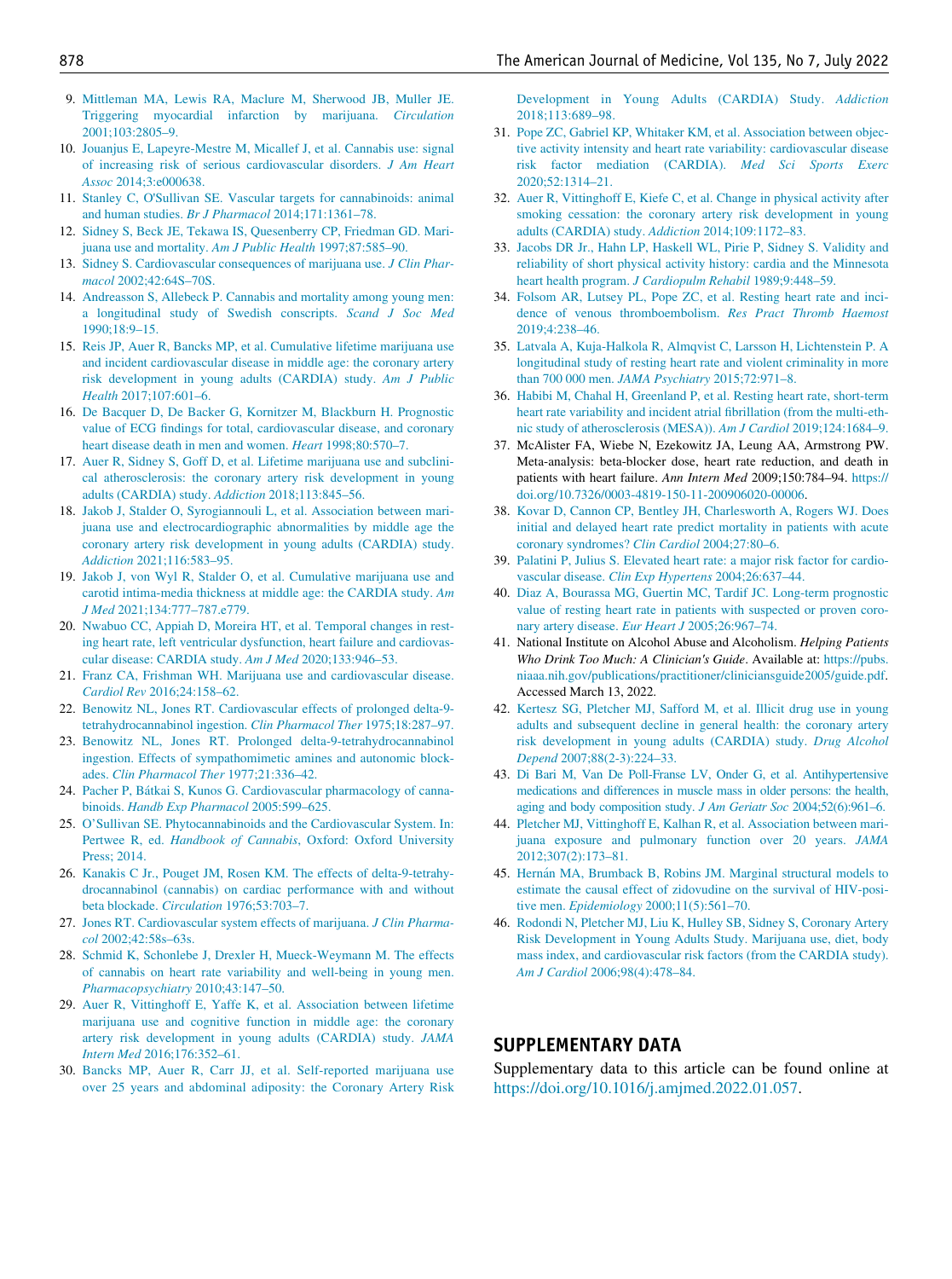9. Mittleman MA, Lewis RA, Maclure M, Sherwood JB, Muller JE. Triggering myocardial infarction by marijuana. *Circulation* 2001;103:2805–9.
10. Jouanjus E, Lapeyre-Mestre M, Micallef J, et al. Cannabis use: signal of increasing risk of serious cardiovascular disorders. *J Am Heart Assoc* 2014;3:e000638.
11. Stanley C, O'Sullivan SE. Vascular targets for cannabinoids: animal and human studies. *Br J Pharmacol* 2014;171:1361–78.
12. Sidney S, Beck JE, Tekawa IS, Quesenberry CP, Friedman GD. Marijuana use and mortality. *Am J Public Health* 1997;87:585–90.
13. Sidney S. Cardiovascular consequences of marijuana use. *J Clin Pharmacol* 2002;42:64S–70S.
14. Andreasson S, Allebeck P. Cannabis and mortality among young men: a longitudinal study of Swedish conscripts. *Scand J Soc Med* 1990;18:9–15.
15. Reis JP, Auer R, Bancks MP, et al. Cumulative lifetime marijuana use and incident cardiovascular disease in middle age: the coronary artery risk development in young adults (CARDIA) study. *Am J Public Health* 2017;107:601–6.
16. De Bacquer D, De Backer G, Kornitzer M, Blackburn H. Prognostic value of ECG findings for total, cardiovascular disease, and coronary heart disease death in men and women. *Heart* 1998;80:570–7.
17. Auer R, Sidney S, Goff D, et al. Lifetime marijuana use and subclinical atherosclerosis: the coronary artery risk development in young adults (CARDIA) study. *Addiction* 2018;113:845–56.
18. Jakob J, Stalder O, Syrogiannouli L, et al. Association between marijuana use and electrocardiographic abnormalities by middle age the coronary artery risk development in young adults (CARDIA) study. *Addiction* 2021;116:583–95.
19. Jakob J, von Wyl R, Stalder O, et al. Cumulative marijuana use and carotid intima-media thickness at middle age: the CARDIA study. *Am J Med* 2021;134:777–787.e779.
20. Nwabuo CC, Appiah D, Moreira HT, et al. Temporal changes in resting heart rate, left ventricular dysfunction, heart failure and cardiovascular disease: CARDIA study. *Am J Med* 2020;133:946–53.
21. Franz CA, Frishman WH. Marijuana use and cardiovascular disease. *Cardiol Rev* 2016;24:158–62.
22. Benowitz NL, Jones RT. Cardiovascular effects of prolonged delta-9-tetrahydrocannabinol ingestion. *Clin Pharmacol Ther* 1975;18:287–97.
23. Benowitz NL, Jones RT. Prolonged delta-9-tetrahydrocannabinol ingestion. Effects of sympathomimetic amines and autonomic blockades. *Clin Pharmacol Ther* 1977;21:336–42.
24. Pacher P, Bátkai S, Kunos G. Cardiovascular pharmacology of cannabinoids. *Handb Exp Pharmacol* 2005:599–625.
25. O'Sullivan SE. Phytocannabinoids and the Cardiovascular System. In: Pertwee R, ed. *Handbook of Cannabis*, Oxford: Oxford University Press; 2014.
26. Kanakis C Jr., Pouget JM, Rosen KM. The effects of delta-9-tetrahydrocannabinol (cannabis) on cardiac performance with and without beta blockade. *Circulation* 1976;53:703–7.
27. Jones RT. Cardiovascular system effects of marijuana. *J Clin Pharmacol* 2002;42:58s–63s.
28. Schmid K, Schonlebe J, Drexler H, Mueck-Weymann M. The effects of cannabis on heart rate variability and well-being in young men. *Pharmacopsychiatry* 2010;43:147–50.
29. Auer R, Vittinghoff E, Yaffe K, et al. Association between lifetime marijuana use and cognitive function in middle age: the coronary artery risk development in young adults (CARDIA) study. *JAMA Intern Med* 2016;176:352–61.
30. Bancks MP, Auer R, Carr JJ, et al. Self-reported marijuana use over 25 years and abdominal adiposity: the Coronary Artery Risk Development in Young Adults (CARDIA) Study. *Addiction* 2018;113:689–98.
31. Pope ZC, Gabriel KP, Whitaker KM, et al. Association between objective activity intensity and heart rate variability: cardiovascular disease risk factor mediation (CARDIA). *Med Sci Sports Exerc* 2020;52:1314–21.
32. Auer R, Vittinghoff E, Kiefe C, et al. Change in physical activity after smoking cessation: the coronary artery risk development in young adults (CARDIA) study. *Addiction* 2014;109:1172–83.
33. Jacobs DR Jr., Hahn LP, Haskell WL, Pirie P, Sidney S. Validity and reliability of short physical activity history: cardia and the Minnesota heart health program. *J Cardiopulm Rehabil* 1989;9:448–59.
34. Folsom AR, Lutsey PL, Pope ZC, et al. Resting heart rate and incidence of venous thromboembolism. *Res Pract Thromb Haemost* 2019;4:238–46.
35. Latvala A, Kuja-Halkola R, Almqvist C, Larsson H, Lichtenstein P. A longitudinal study of resting heart rate and violent criminality in more than 700 000 men. *JAMA Psychiatry* 2015;72:971–8.
36. Habibi M, Chahal H, Greenland P, et al. Resting heart rate, short-term heart rate variability and incident atrial fibrillation (from the multi-ethnic study of atherosclerosis (MESA)). *Am J Cardiol* 2019;124:1684–9.
37. McAlister FA, Wiebe N, Ezekowitz JA, Leung AA, Armstrong PW. Meta-analysis: beta-blocker dose, heart rate reduction, and death in patients with heart failure. *Ann Intern Med* 2009;150:784–94. https://doi.org/10.7326/0003-4819-150-11-200906020-00006.
38. Kovar D, Cannon CP, Bentley JH, Charlesworth A, Rogers WJ. Does initial and delayed heart rate predict mortality in patients with acute coronary syndromes? *Clin Cardiol* 2004;27:80–6.
39. Palatini P, Julius S. Elevated heart rate: a major risk factor for cardiovascular disease. *Clin Exp Hypertens* 2004;26:637–44.
40. Diaz A, Bourassa MG, Guertin MC, Tardif JC. Long-term prognostic value of resting heart rate in patients with suspected or proven coronary artery disease. *Eur Heart J* 2005;26:967–74.
41. National Institute on Alcohol Abuse and Alcoholism. *Helping Patients Who Drink Too Much: A Clinician's Guide*. Available at: https://pubs.niaaa.nih.gov/publications/practitioner/cliniciansguide2005/guide.pdf. Accessed March 13, 2022.
42. Kertesz SG, Pletcher MJ, Safford M, et al. Illicit drug use in young adults and subsequent decline in general health: the coronary artery risk development in young adults (CARDIA) study. *Drug Alcohol Depend* 2007;88(2-3):224–33.
43. Di Bari M, Van De Poll-Franse LV, Onder G, et al. Antihypertensive medications and differences in muscle mass in older persons: the health, aging and body composition study. *J Am Geriatr Soc* 2004;52(6):961–6.
44. Pletcher MJ, Vittinghoff E, Kalhan R, et al. Association between marijuana exposure and pulmonary function over 20 years. *JAMA* 2012;307(2):173–81.
45. Hernán MA, Brumback B, Robins JM. Marginal structural models to estimate the causal effect of zidovudine on the survival of HIV-positive men. *Epidemiology* 2000;11(5):561–70.
46. Rodondi N, Pletcher MJ, Liu K, Hulley SB, Sidney S, Coronary Artery Risk Development in Young Adults Study. Marijuana use, diet, body mass index, and cardiovascular risk factors (from the CARDIA study). *Am J Cardiol* 2006;98(4):478–84.

## SUPPLEMENTARY DATA

Supplementary data to this article can be found online at https://doi.org/10.1016/j.amjmed.2022.01.057.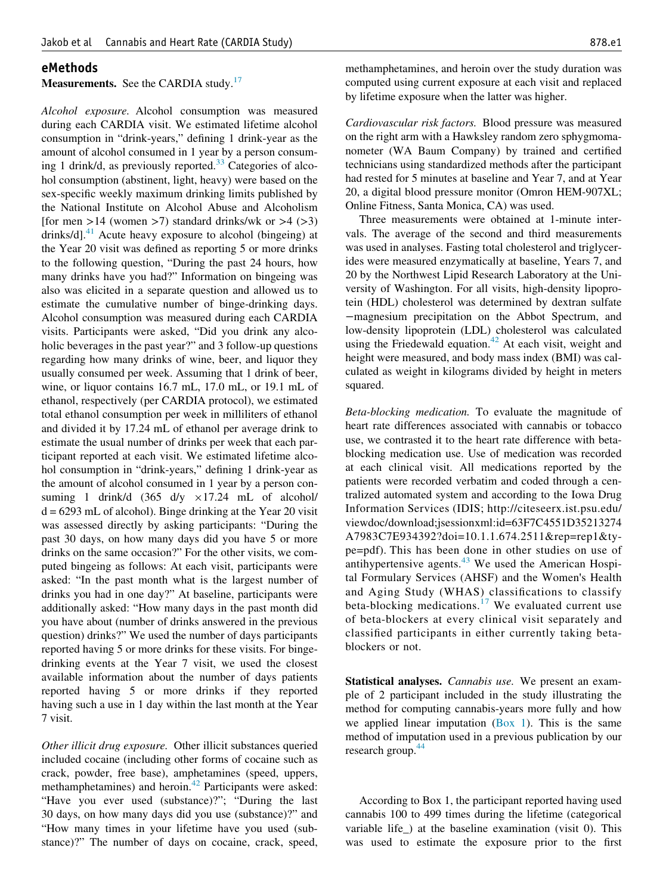## eMethods

**Measurements.** See the CARDIA study.[17]

*Alcohol exposure.* Alcohol consumption was measured during each CARDIA visit. We estimated lifetime alcohol consumption in "drink-years," defining 1 drink-year as the amount of alcohol consumed in 1 year by a person consuming 1 drink/d, as previously reported.[33] Categories of alcohol consumption (abstinent, light, heavy) were based on the sex-specific weekly maximum drinking limits published by the National Institute on Alcohol Abuse and Alcoholism [for men >14 (women >7) standard drinks/wk or >4 (>3) drinks/d].[41] Acute heavy exposure to alcohol (bingeing) at the Year 20 visit was defined as reporting 5 or more drinks to the following question, "During the past 24 hours, how many drinks have you had?" Information on bingeing was also was elicited in a separate question and allowed us to estimate the cumulative number of binge-drinking days. Alcohol consumption was measured during each CARDIA visits. Participants were asked, "Did you drink any alcoholic beverages in the past year?" and 3 follow-up questions regarding how many drinks of wine, beer, and liquor they usually consumed per week. Assuming that 1 drink of beer, wine, or liquor contains 16.7 mL, 17.0 mL, or 19.1 mL of ethanol, respectively (per CARDIA protocol), we estimated total ethanol consumption per week in milliliters of ethanol and divided it by 17.24 mL of ethanol per average drink to estimate the usual number of drinks per week that each participant reported at each visit. We estimated lifetime alcohol consumption in "drink-years," defining 1 drink-year as the amount of alcohol consumed in 1 year by a person consuming 1 drink/d (365 d/y $\times$17.24 mL of alcohol/d = 6293 mL of alcohol). Binge drinking at the Year 20 visit was assessed directly by asking participants: "During the past 30 days, on how many days did you have 5 or more drinks on the same occasion?" For the other visits, we computed bingeing as follows: At each visit, participants were asked: "In the past month what is the largest number of drinks you had in one day?" At baseline, participants were additionally asked: "How many days in the past month did you have about (number of drinks answered in the previous question) drinks?" We used the number of days participants reported having 5 or more drinks for these visits. For binge-drinking events at the Year 7 visit, we used the closest available information about the number of days patients reported having 5 or more drinks if they reported having such a use in 1 day within the last month at the Year 7 visit.

*Other illicit drug exposure.* Other illicit substances queried included cocaine (including other forms of cocaine such as crack, powder, free base), amphetamines (speed, uppers, methamphetamines) and heroin.[42] Participants were asked: "Have you ever used (substance)?"; "During the last 30 days, on how many days did you use (substance)?" and "How many times in your lifetime have you used (substance)?" The number of days on cocaine, crack, speed, methamphetamines, and heroin over the study duration was computed using current exposure at each visit and replaced by lifetime exposure when the latter was higher.

*Cardiovascular risk factors.* Blood pressure was measured on the right arm with a Hawksley random zero sphygmomanometer (WA Baum Company) by trained and certified technicians using standardized methods after the participant had rested for 5 minutes at baseline and Year 7, and at Year 20, a digital blood pressure monitor (Omron HEM-907XL; Online Fitness, Santa Monica, CA) was used.

Three measurements were obtained at 1-minute intervals. The average of the second and third measurements was used in analyses. Fasting total cholesterol and triglycerides were measured enzymatically at baseline, Years 7, and 20 by the Northwest Lipid Research Laboratory at the University of Washington. For all visits, high-density lipoprotein (HDL) cholesterol was determined by dextran sulfate −magnesium precipitation on the Abbot Spectrum, and low-density lipoprotein (LDL) cholesterol was calculated using the Friedewald equation.[42] At each visit, weight and height were measured, and body mass index (BMI) was calculated as weight in kilograms divided by height in meters squared.

*Beta-blocking medication.* To evaluate the magnitude of heart rate differences associated with cannabis or tobacco use, we contrasted it to the heart rate difference with beta-blocking medication use. Use of medication was recorded at each clinical visit. All medications reported by the patients were recorded verbatim and coded through a centralized automated system and according to the Iowa Drug Information Services (IDIS; http://citeseerx.ist.psu.edu/viewdoc/download;jsessionxml:id=63F7C4551D35213274A7983C7E934392?doi=10.1.1.674.2511&rep=rep1&type=pdf). This has been done in other studies on use of antihypertensive agents.[43] We used the American Hospital Formulary Services (AHSF) and the Women's Health and Aging Study (WHAS) classifications to classify beta-blocking medications.[17] We evaluated current use of beta-blockers at every clinical visit separately and classified participants in either currently taking beta-blockers or not.

**Statistical analyses.** *Cannabis use.* We present an example of 2 participant included in the study illustrating the method for computing cannabis-years more fully and how we applied linear imputation (Box 1). This is the same method of imputation used in a previous publication by our research group.[44]

According to Box 1, the participant reported having used cannabis 100 to 499 times during the lifetime (categorical variable life_) at the baseline examination (visit 0). This was used to estimate the exposure prior to the first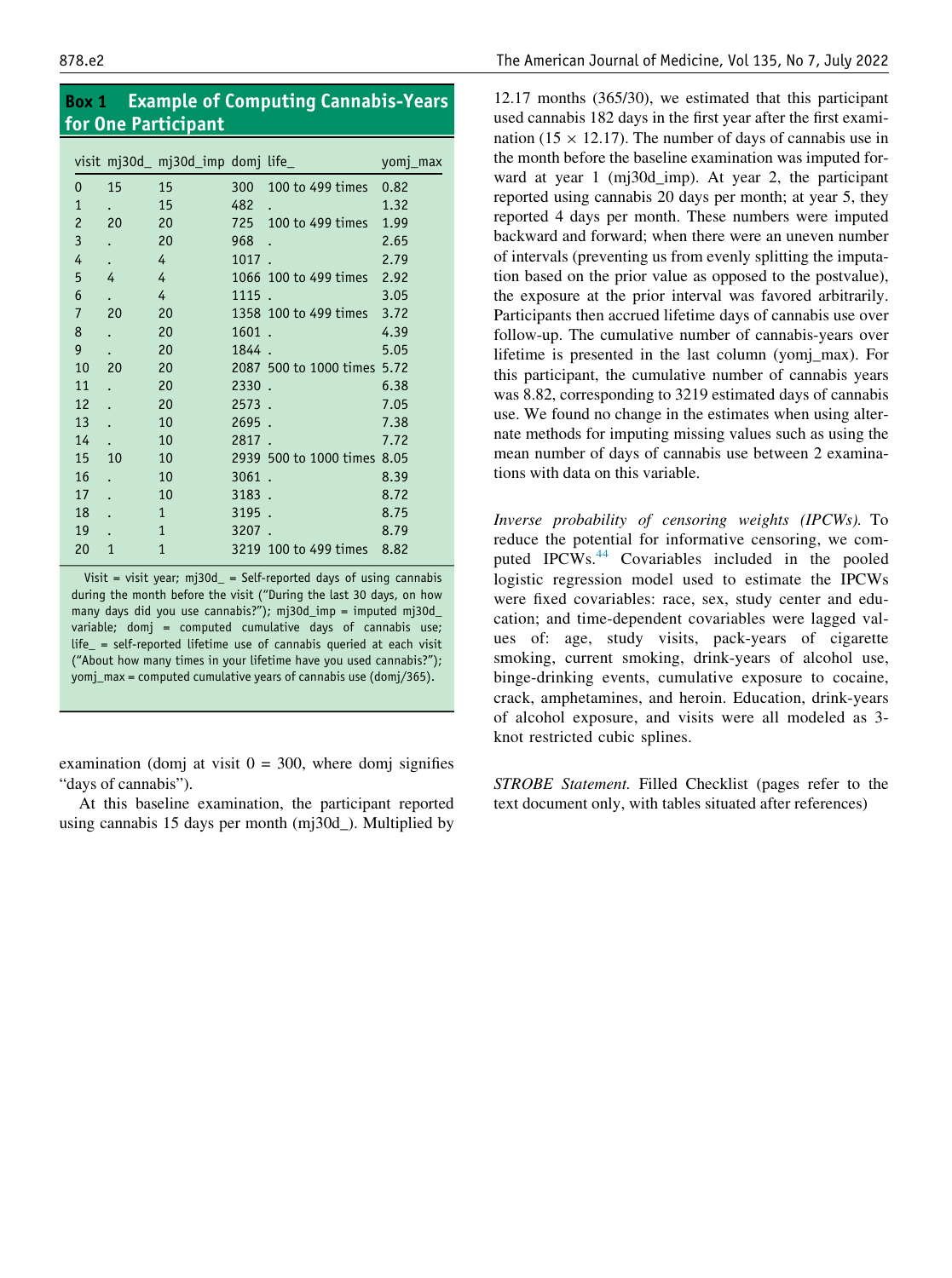## Box 1 Example of Computing Cannabis-Years for One Participant

| visit | mj30d_ | mj30d_imp | domj | life_ | yomj_max |
|---|---|---|---|---|---|
| 0 | 15 | 15 | 300 | 100 to 499 times | 0.82 |
| 1 | . | 15 | 482 | . | 1.32 |
| 2 | 20 | 20 | 725 | 100 to 499 times | 1.99 |
| 3 | . | 20 | 968 | . | 2.65 |
| 4 | . | 4 | 1017 | . | 2.79 |
| 5 | 4 | 4 | 1066 | 100 to 499 times | 2.92 |
| 6 | . | 4 | 1115 | . | 3.05 |
| 7 | 20 | 20 | 1358 | 100 to 499 times | 3.72 |
| 8 | . | 20 | 1601 | . | 4.39 |
| 9 | . | 20 | 1844 | . | 5.05 |
| 10 | 20 | 20 | 2087 | 500 to 1000 times | 5.72 |
| 11 | . | 20 | 2330 | . | 6.38 |
| 12 | . | 20 | 2573 | . | 7.05 |
| 13 | . | 10 | 2695 | . | 7.38 |
| 14 | . | 10 | 2817 | . | 7.72 |
| 15 | 10 | 10 | 2939 | 500 to 1000 times | 8.05 |
| 16 | . | 10 | 3061 | . | 8.39 |
| 17 | . | 10 | 3183 | . | 8.72 |
| 18 | . | 1 | 3195 | . | 8.75 |
| 19 | . | 1 | 3207 | . | 8.79 |
| 20 | 1 | 1 | 3219 | 100 to 499 times | 8.82 |

Visit = visit year; mj30d_ = Self-reported days of using cannabis during the month before the visit ("During the last 30 days, on how many days did you use cannabis?"); mj30d_imp = imputed mj30d_ variable; domj = computed cumulative days of cannabis use; life_ = self-reported lifetime use of cannabis queried at each visit ("About how many times in your lifetime have you used cannabis?"); yomj_max = computed cumulative years of cannabis use (domj/365).

examination (domj at visit 0 = 300, where domj signifies "days of cannabis").

At this baseline examination, the participant reported using cannabis 15 days per month (mj30d_). Multiplied by 12.17 months (365/30), we estimated that this participant used cannabis 182 days in the first year after the first examination ($15 \times 12.17$). The number of days of cannabis use in the month before the baseline examination was imputed forward at year 1 (mj30d_imp). At year 2, the participant reported using cannabis 20 days per month; at year 5, they reported 4 days per month. These numbers were imputed backward and forward; when there were an uneven number of intervals (preventing us from evenly splitting the imputation based on the prior value as opposed to the postvalue), the exposure at the prior interval was favored arbitrarily. Participants then accrued lifetime days of cannabis use over follow-up. The cumulative number of cannabis-years over lifetime is presented in the last column (yomj_max). For this participant, the cumulative number of cannabis years was 8.82, corresponding to 3219 estimated days of cannabis use. We found no change in the estimates when using alternate methods for imputing missing values such as using the mean number of days of cannabis use between 2 examinations with data on this variable.

*Inverse probability of censoring weights (IPCWs).* To reduce the potential for informative censoring, we computed IPCWs.[44] Covariables included in the pooled logistic regression model used to estimate the IPCWs were fixed covariables: race, sex, study center and education; and time-dependent covariables were lagged values of: age, study visits, pack-years of cigarette smoking, current smoking, drink-years of alcohol use, binge-drinking events, cumulative exposure to cocaine, crack, amphetamines, and heroin. Education, drink-years of alcohol exposure, and visits were all modeled as 3-knot restricted cubic splines.

*STROBE Statement.* Filled Checklist (pages refer to the text document only, with tables situated after references)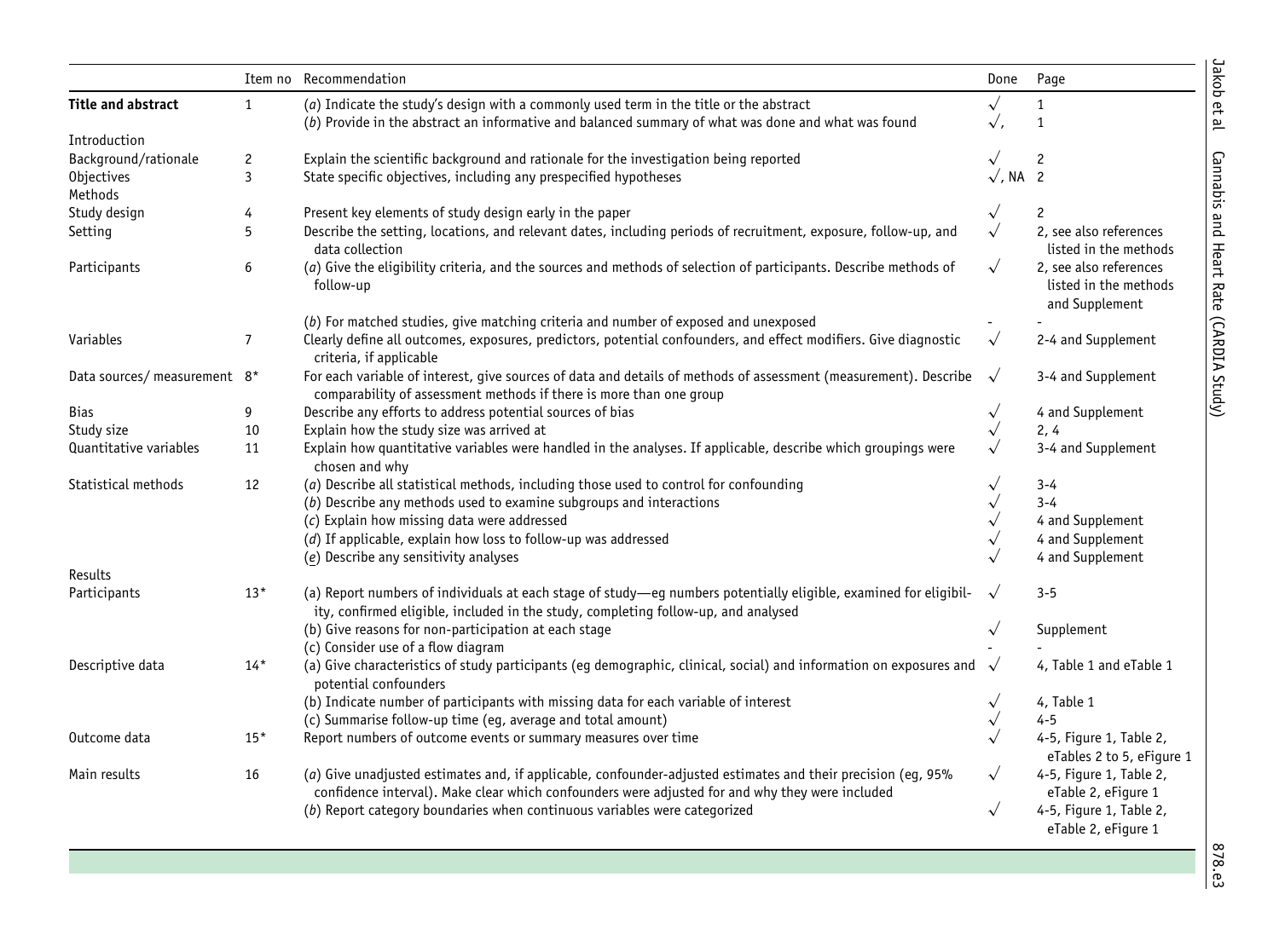| | Item no | Recommendation | Done | Page |
|---|---|---|---|---|
| **Title and abstract** | 1 | (*a*) Indicate the study's design with a commonly used term in the title or the abstract | √ | 1 |
| | | (*b*) Provide in the abstract an informative and balanced summary of what was done and what was found | √, | 1 |
| Introduction | | | | |
| Background/rationale | 2 | Explain the scientific background and rationale for the investigation being reported | √ | 2 |
| Objectives | 3 | State specific objectives, including any prespecified hypotheses | √, NA | 2 |
| Methods | | | | |
| Study design | 4 | Present key elements of study design early in the paper | √ | 2 |
| Setting | 5 | Describe the setting, locations, and relevant dates, including periods of recruitment, exposure, follow-up, and data collection | √ | 2, see also references listed in the methods |
| Participants | 6 | (*a*) Give the eligibility criteria, and the sources and methods of selection of participants. Describe methods of follow-up | √ | 2, see also references listed in the methods and Supplement |
| | | (*b*) For matched studies, give matching criteria and number of exposed and unexposed | - | - |
| Variables | 7 | Clearly define all outcomes, exposures, predictors, potential confounders, and effect modifiers. Give diagnostic criteria, if applicable | √ | 2-4 and Supplement |
| Data sources/ measurement | 8* | For each variable of interest, give sources of data and details of methods of assessment (measurement). Describe comparability of assessment methods if there is more than one group | √ | 3-4 and Supplement |
| Bias | 9 | Describe any efforts to address potential sources of bias | √ | 4 and Supplement |
| Study size | 10 | Explain how the study size was arrived at | √ | 2, 4 |
| Quantitative variables | 11 | Explain how quantitative variables were handled in the analyses. If applicable, describe which groupings were chosen and why | √ | 3-4 and Supplement |
| Statistical methods | 12 | (*a*) Describe all statistical methods, including those used to control for confounding | √ | 3-4 |
| | | (*b*) Describe any methods used to examine subgroups and interactions | √ | 3-4 |
| | | (*c*) Explain how missing data were addressed | √ | 4 and Supplement |
| | | (*d*) If applicable, explain how loss to follow-up was addressed | √ | 4 and Supplement |
| | | (*e*) Describe any sensitivity analyses | √ | 4 and Supplement |
| Results | | | | |
| Participants | 13* | (a) Report numbers of individuals at each stage of study—eg numbers potentially eligible, examined for eligibility, confirmed eligible, included in the study, completing follow-up, and analysed | √ | 3-5 |
| | | (b) Give reasons for non-participation at each stage | √ | Supplement |
| | | (c) Consider use of a flow diagram | - | - |
| Descriptive data | 14* | (a) Give characteristics of study participants (eg demographic, clinical, social) and information on exposures and potential confounders | √ | 4, Table 1 and eTable 1 |
| | | (b) Indicate number of participants with missing data for each variable of interest | √ | 4, Table 1 |
| | | (c) Summarise follow-up time (eg, average and total amount) | √ | 4-5 |
| Outcome data | 15* | Report numbers of outcome events or summary measures over time | √ | 4-5, Figure 1, Table 2, eTables 2 to 5, eFigure 1 |
| Main results | 16 | (*a*) Give unadjusted estimates and, if applicable, confounder-adjusted estimates and their precision (eg, 95% confidence interval). Make clear which confounders were adjusted for and why they were included | √ | 4-5, Figure 1, Table 2, eTable 2, eFigure 1 |
| | | (*b*) Report category boundaries when continuous variables were categorized | √ | 4-5, Figure 1, Table 2, eTable 2, eFigure 1 |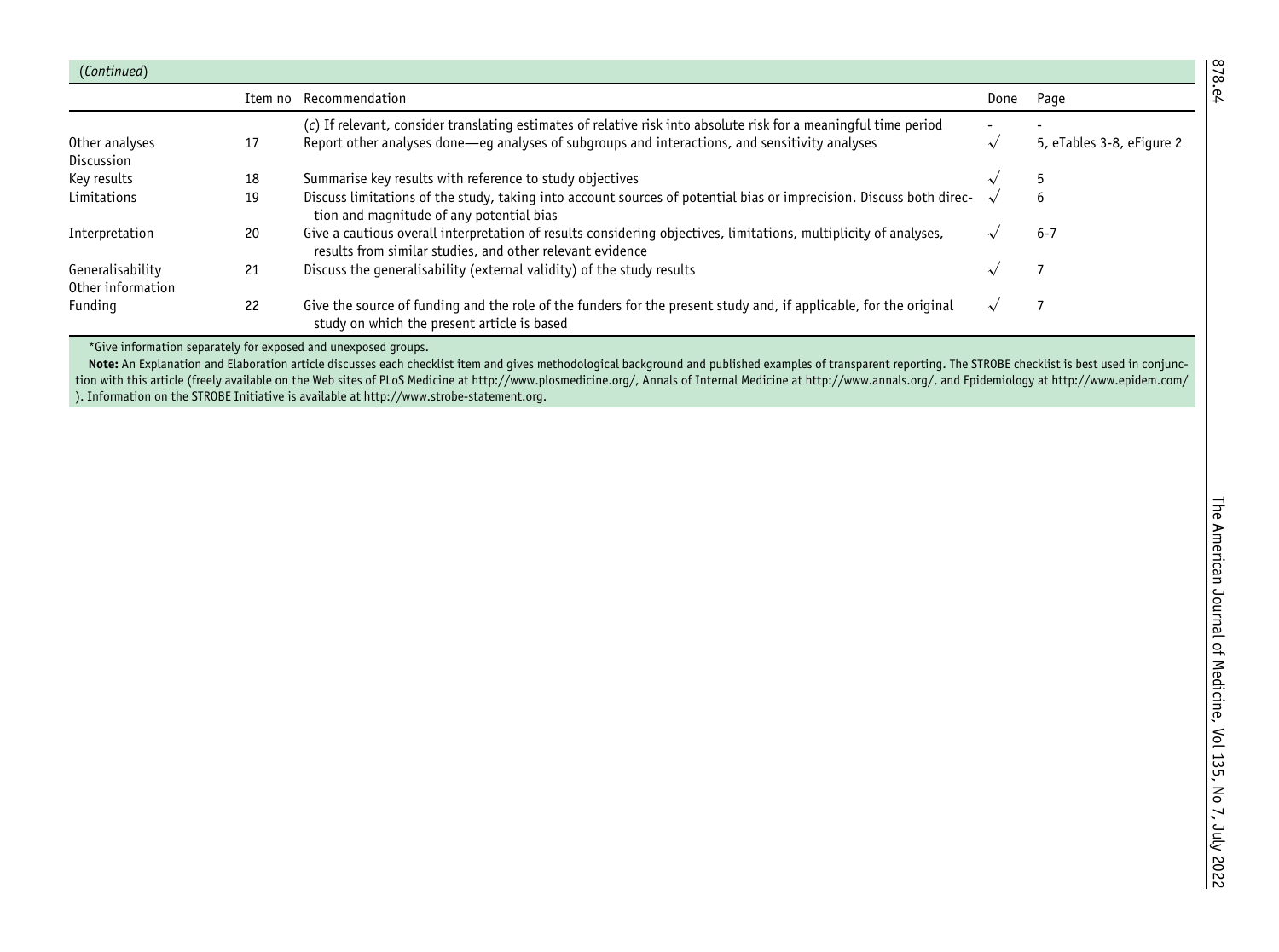(*Continued*)

| | Item no | Recommendation | Done | Page |
|---|---|---|---|---|
| | | (*c*) If relevant, consider translating estimates of relative risk into absolute risk for a meaningful time period | - | - |
| Other analyses | 17 | Report other analyses done—eg analyses of subgroups and interactions, and sensitivity analyses | √ | 5, eTables 3-8, eFigure 2 |
| Discussion | | | | |
| Key results | 18 | Summarise key results with reference to study objectives | √ | 5 |
| Limitations | 19 | Discuss limitations of the study, taking into account sources of potential bias or imprecision. Discuss both direction and magnitude of any potential bias | √ | 6 |
| Interpretation | 20 | Give a cautious overall interpretation of results considering objectives, limitations, multiplicity of analyses, results from similar studies, and other relevant evidence | √ | 6-7 |
| Generalisability | 21 | Discuss the generalisability (external validity) of the study results | √ | 7 |
| Other information | | | | |
| Funding | 22 | Give the source of funding and the role of the funders for the present study and, if applicable, for the original study on which the present article is based | √ | 7 |

*Give information separately for exposed and unexposed groups.

**Note:** An Explanation and Elaboration article discusses each checklist item and gives methodological background and published examples of transparent reporting. The STROBE checklist is best used in conjunction with this article (freely available on the Web sites of PLoS Medicine at http://www.plosmedicine.org/, Annals of Internal Medicine at http://www.annals.org/, and Epidemiology at http://www.epidem.com/). Information on the STROBE Initiative is available at http://www.strobe-statement.org.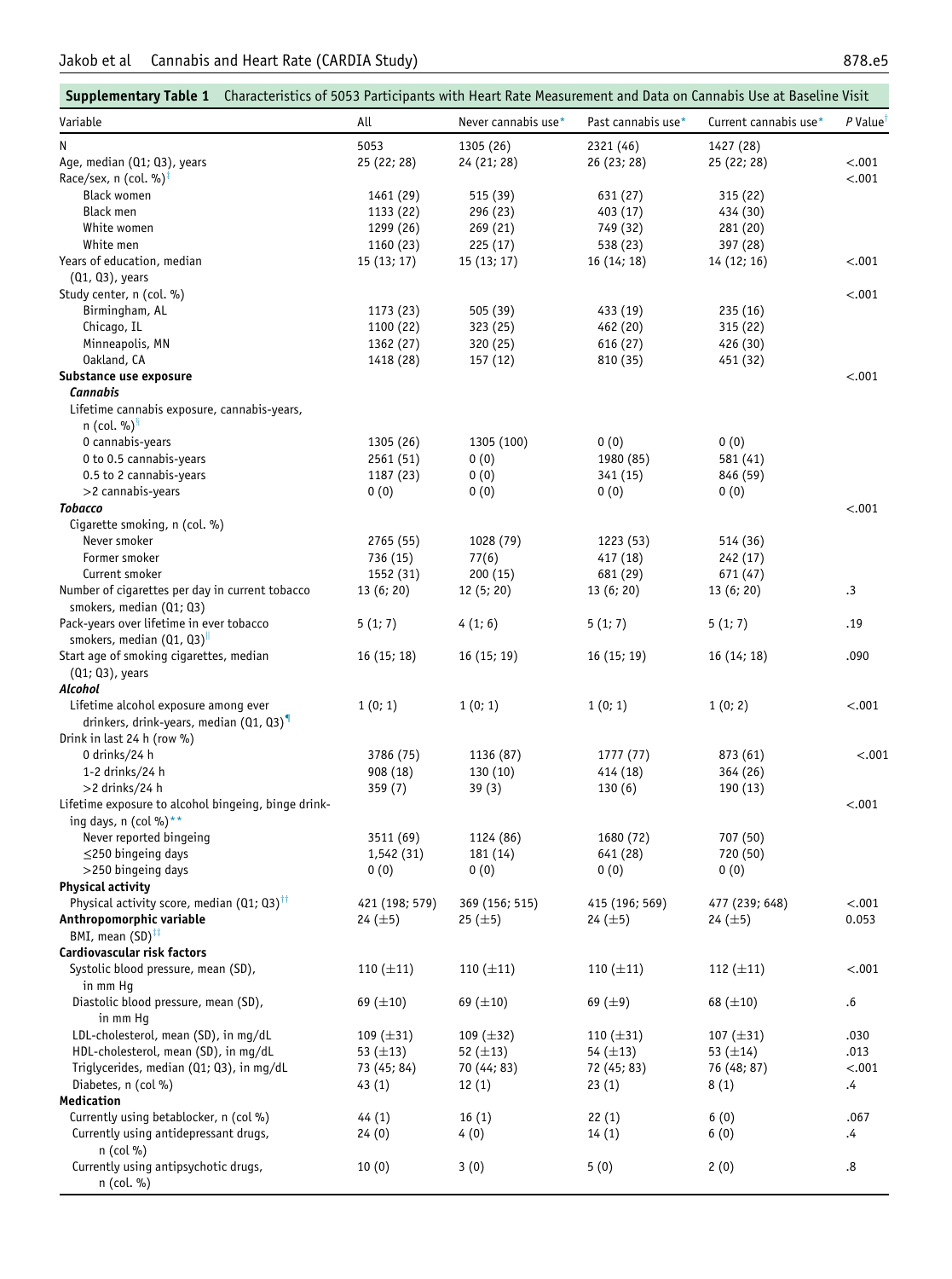**Supplementary Table 1** Characteristics of 5053 Participants with Heart Rate Measurement and Data on Cannabis Use at Baseline Visit

| Variable | All | Never cannabis use* | Past cannabis use* | Current cannabis use* | P Value† |
|---|---|---|---|---|---|
| N | 5053 | 1305 (26) | 2321 (46) | 1427 (28) | |
| Age, median (Q1; Q3), years | 25 (22; 28) | 24 (21; 28) | 26 (23; 28) | 25 (22; 28) | <.001 |
| Race/sex, n (col. %)‡ | | | | | <.001 |
| Black women | 1461 (29) | 515 (39) | 631 (27) | 315 (22) | |
| Black men | 1133 (22) | 296 (23) | 403 (17) | 434 (30) | |
| White women | 1299 (26) | 269 (21) | 749 (32) | 281 (20) | |
| White men | 1160 (23) | 225 (17) | 538 (23) | 397 (28) | |
| Years of education, median (Q1, Q3), years | 15 (13; 17) | 15 (13; 17) | 16 (14; 18) | 14 (12; 16) | <.001 |
| Study center, n (col. %) | | | | | <.001 |
| Birmingham, AL | 1173 (23) | 505 (39) | 433 (19) | 235 (16) | |
| Chicago, IL | 1100 (22) | 323 (25) | 462 (20) | 315 (22) | |
| Minneapolis, MN | 1362 (27) | 320 (25) | 616 (27) | 426 (30) | |
| Oakland, CA | 1418 (28) | 157 (12) | 810 (35) | 451 (32) | |
| **Substance use exposure** | | | | | <.001 |
| ***Cannabis*** | | | | | |
| Lifetime cannabis exposure, cannabis-years, n (col. %)§ | | | | | |
| 0 cannabis-years | 1305 (26) | 1305 (100) | 0 (0) | 0 (0) | |
| 0 to 0.5 cannabis-years | 2561 (51) | 0 (0) | 1980 (85) | 581 (41) | |
| 0.5 to 2 cannabis-years | 1187 (23) | 0 (0) | 341 (15) | 846 (59) | |
| >2 cannabis-years | 0 (0) | 0 (0) | 0 (0) | 0 (0) | |
| ***Tobacco*** | | | | | <.001 |
| Cigarette smoking, n (col. %) | | | | | |
| Never smoker | 2765 (55) | 1028 (79) | 1223 (53) | 514 (36) | |
| Former smoker | 736 (15) | 77(6) | 417 (18) | 242 (17) | |
| Current smoker | 1552 (31) | 200 (15) | 681 (29) | 671 (47) | |
| Number of cigarettes per day in current tobacco smokers, median (Q1; Q3) | 13 (6; 20) | 12 (5; 20) | 13 (6; 20) | 13 (6; 20) | .3 |
| Pack-years over lifetime in ever tobacco smokers, median (Q1, Q3)‖ | 5 (1; 7) | 4 (1; 6) | 5 (1; 7) | 5 (1; 7) | .19 |
| Start age of smoking cigarettes, median (Q1; Q3), years | 16 (15; 18) | 16 (15; 19) | 16 (15; 19) | 16 (14; 18) | .090 |
| ***Alcohol*** | | | | | |
| Lifetime alcohol exposure among ever drinkers, drink-years, median (Q1, Q3)¶ | 1 (0; 1) | 1 (0; 1) | 1 (0; 1) | 1 (0; 2) | <.001 |
| Drink in last 24 h (row %) | | | | | |
| 0 drinks/24 h | 3786 (75) | 1136 (87) | 1777 (77) | 873 (61) | <.001 |
| 1-2 drinks/24 h | 908 (18) | 130 (10) | 414 (18) | 364 (26) | |
| >2 drinks/24 h | 359 (7) | 39 (3) | 130 (6) | 190 (13) | |
| Lifetime exposure to alcohol bingeing, binge drinking days, n (col %)** | | | | | <.001 |
| Never reported bingeing | 3511 (69) | 1124 (86) | 1680 (72) | 707 (50) | |
| ≤250 bingeing days | 1,542 (31) | 181 (14) | 641 (28) | 720 (50) | |
| >250 bingeing days | 0 (0) | 0 (0) | 0 (0) | 0 (0) | |
| **Physical activity** | | | | | |
| Physical activity score, median (Q1; Q3)†† | 421 (198; 579) | 369 (156; 515) | 415 (196; 569) | 477 (239; 648) | <.001 |
| **Anthropomorphic variable** BMI, mean (SD)‡‡ | 24 (±5) | 25 (±5) | 24 (±5) | 24 (±5) | 0.053 |
| **Cardiovascular risk factors** | | | | | |
| Systolic blood pressure, mean (SD), in mm Hg | 110 (±11) | 110 (±11) | 110 (±11) | 112 (±11) | <.001 |
| Diastolic blood pressure, mean (SD), in mm Hg | 69 (±10) | 69 (±10) | 69 (±9) | 68 (±10) | .6 |
| LDL-cholesterol, mean (SD), in mg/dL | 109 (±31) | 109 (±32) | 110 (±31) | 107 (±31) | .030 |
| HDL-cholesterol, mean (SD), in mg/dL | 53 (±13) | 52 (±13) | 54 (±13) | 53 (±14) | .013 |
| Triglycerides, median (Q1; Q3), in mg/dL | 73 (45; 84) | 70 (44; 83) | 72 (45; 83) | 76 (48; 87) | <.001 |
| Diabetes, n (col %) | 43 (1) | 12 (1) | 23 (1) | 8 (1) | .4 |
| **Medication** | | | | | |
| Currently using betablocker, n (col %) | 44 (1) | 16 (1) | 22 (1) | 6 (0) | .067 |
| Currently using antidepressant drugs, n (col %) | 24 (0) | 4 (0) | 14 (1) | 6 (0) | .4 |
| Currently using antipsychotic drugs, n (col. %) | 10 (0) | 3 (0) | 5 (0) | 2 (0) | .8 |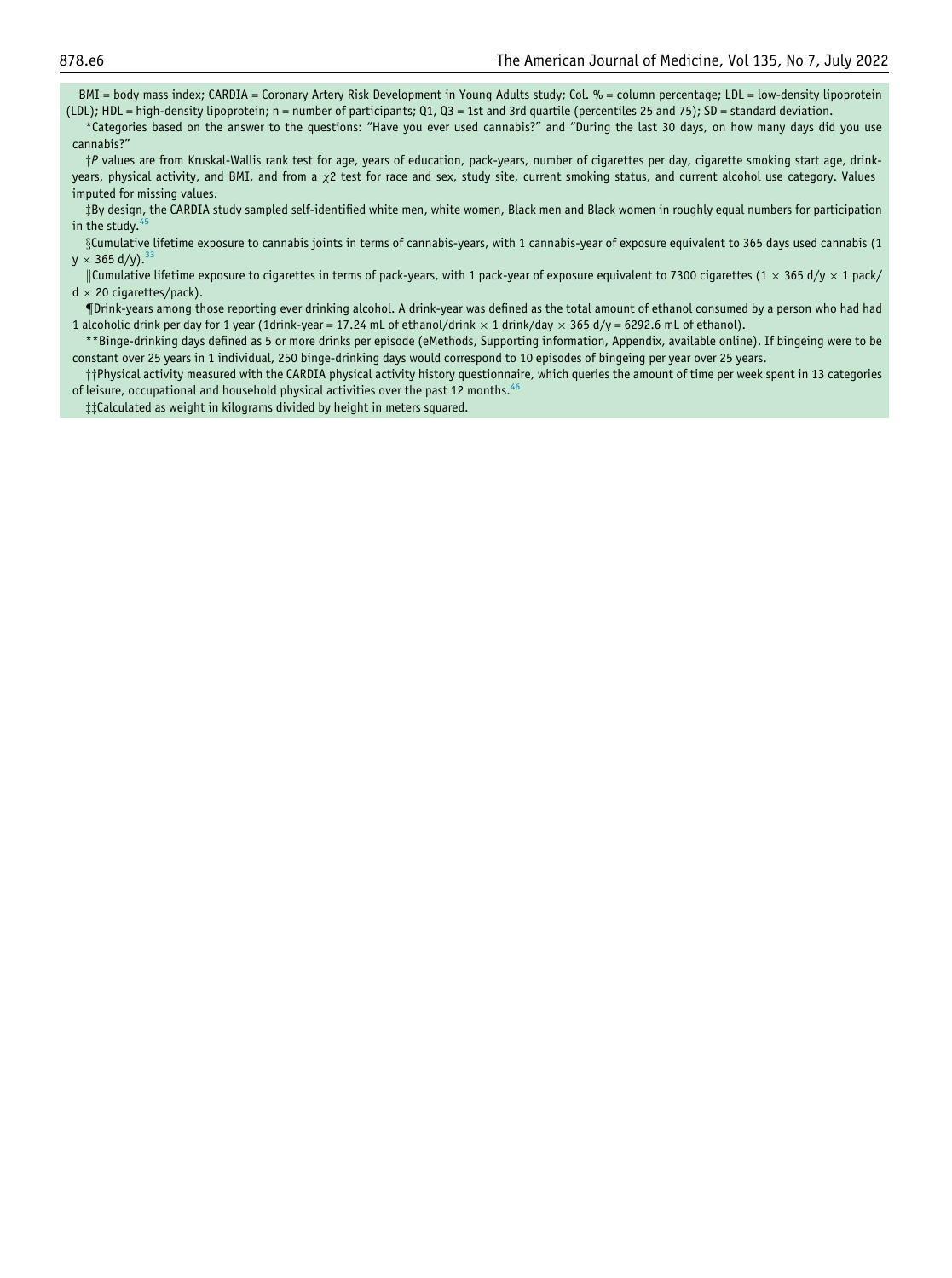BMI = body mass index; CARDIA = Coronary Artery Risk Development in Young Adults study; Col. % = column percentage; LDL = low-density lipoprotein (LDL); HDL = high-density lipoprotein; n = number of participants; Q1, Q3 = 1st and 3rd quartile (percentiles 25 and 75); SD = standard deviation.

*Categories based on the answer to the questions: "Have you ever used cannabis?" and "During the last 30 days, on how many days did you use cannabis?"

†*P* values are from Kruskal-Wallis rank test for age, years of education, pack-years, number of cigarettes per day, cigarette smoking start age, drink-years, physical activity, and BMI, and from a $\chi 2$ test for race and sex, study site, current smoking status, and current alcohol use category. Values imputed for missing values.

‡By design, the CARDIA study sampled self-identified white men, white women, Black men and Black women in roughly equal numbers for participation in the study.[45]

§Cumulative lifetime exposure to cannabis joints in terms of cannabis-years, with 1 cannabis-year of exposure equivalent to 365 days used cannabis (1 y $\times$ 365 d/y).[33]

||Cumulative lifetime exposure to cigarettes in terms of pack-years, with 1 pack-year of exposure equivalent to 7300 cigarettes (1 $\times$ 365 d/y $\times$ 1 pack/d $\times$ 20 cigarettes/pack).

¶Drink-years among those reporting ever drinking alcohol. A drink-year was defined as the total amount of ethanol consumed by a person who had had 1 alcoholic drink per day for 1 year (1drink-year = 17.24 mL of ethanol/drink $\times$ 1 drink/day $\times$ 365 d/y = 6292.6 mL of ethanol).

**Binge-drinking days defined as 5 or more drinks per episode (eMethods, Supporting information, Appendix, available online). If bingeing were to be constant over 25 years in 1 individual, 250 binge-drinking days would correspond to 10 episodes of bingeing per year over 25 years.

††Physical activity measured with the CARDIA physical activity history questionnaire, which queries the amount of time per week spent in 13 categories of leisure, occupational and household physical activities over the past 12 months.[46]

‡‡Calculated as weight in kilograms divided by height in meters squared.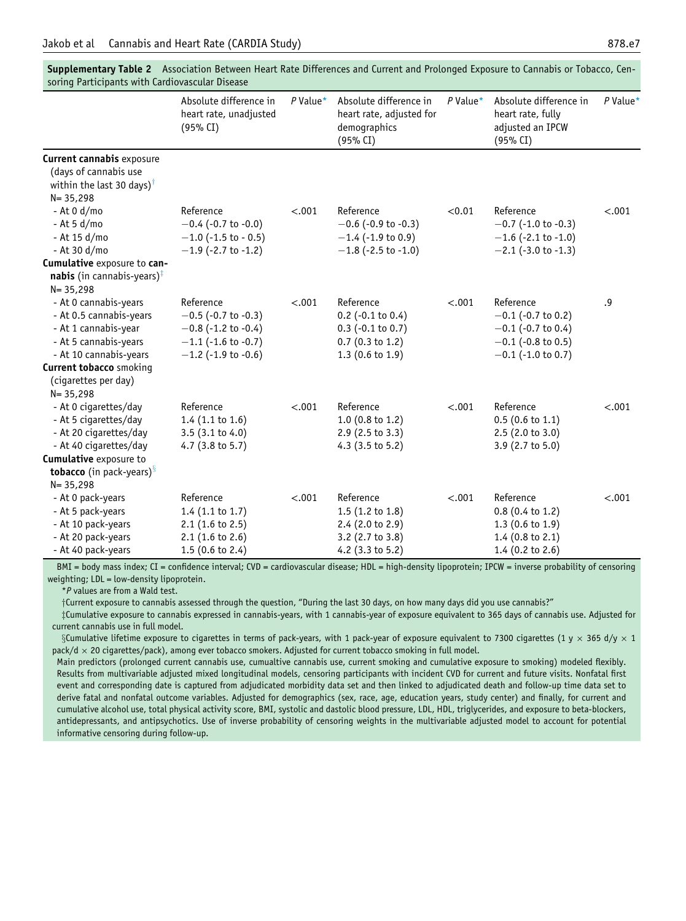**Supplementary Table 2** Association Between Heart Rate Differences and Current and Prolonged Exposure to Cannabis or Tobacco, Censoring Participants with Cardiovascular Disease

| | Absolute difference in heart rate, unadjusted (95% CI) | P Value* | Absolute difference in heart rate, adjusted for demographics (95% CI) | P Value* | Absolute difference in heart rate, fully adjusted an IPCW (95% CI) | P Value* |
|---|---|---|---|---|---|---|
| **Current cannabis** exposure (days of cannabis use within the last 30 days)† N= 35,298 | | | | | | |
| - At 0 d/mo | Reference | <.001 | Reference | <0.01 | Reference | <.001 |
| - At 5 d/mo | −0.4 (-0.7 to -0.0) | | −0.6 (-0.9 to -0.3) | | −0.7 (-1.0 to -0.3) | |
| - At 15 d/mo | −1.0 (-1.5 to - 0.5) | | −1.4 (-1.9 to 0.9) | | −1.6 (-2.1 to -1.0) | |
| - At 30 d/mo | −1.9 (-2.7 to -1.2) | | −1.8 (-2.5 to -1.0) | | −2.1 (-3.0 to -1.3) | |
| **Cumulative** exposure to **cannabis** (in cannabis-years)‡ N= 35,298 | | | | | | |
| - At 0 cannabis-years | Reference | <.001 | Reference | <.001 | Reference | .9 |
| - At 0.5 cannabis-years | −0.5 (-0.7 to -0.3) | | 0.2 (-0.1 to 0.4) | | −0.1 (-0.7 to 0.2) | |
| - At 1 cannabis-year | −0.8 (-1.2 to -0.4) | | 0.3 (-0.1 to 0.7) | | −0.1 (-0.7 to 0.4) | |
| - At 5 cannabis-years | −1.1 (-1.6 to -0.7) | | 0.7 (0.3 to 1.2) | | −0.1 (-0.8 to 0.5) | |
| - At 10 cannabis-years | −1.2 (-1.9 to -0.6) | | 1.3 (0.6 to 1.9) | | −0.1 (-1.0 to 0.7) | |
| **Current tobacco** smoking (cigarettes per day) N= 35,298 | | | | | | |
| - At 0 cigarettes/day | Reference | <.001 | Reference | <.001 | Reference | <.001 |
| - At 5 cigarettes/day | 1.4 (1.1 to 1.6) | | 1.0 (0.8 to 1.2) | | 0.5 (0.6 to 1.1) | |
| - At 20 cigarettes/day | 3.5 (3.1 to 4.0) | | 2.9 (2.5 to 3.3) | | 2.5 (2.0 to 3.0) | |
| - At 40 cigarettes/day | 4.7 (3.8 to 5.7) | | 4.3 (3.5 to 5.2) | | 3.9 (2.7 to 5.0) | |
| **Cumulative** exposure to **tobacco** (in pack-years)§ N= 35,298 | | | | | | |
| - At 0 pack-years | Reference | <.001 | Reference | <.001 | Reference | <.001 |
| - At 5 pack-years | 1.4 (1.1 to 1.7) | | 1.5 (1.2 to 1.8) | | 0.8 (0.4 to 1.2) | |
| - At 10 pack-years | 2.1 (1.6 to 2.5) | | 2.4 (2.0 to 2.9) | | 1.3 (0.6 to 1.9) | |
| - At 20 pack-years | 2.1 (1.6 to 2.6) | | 3.2 (2.7 to 3.8) | | 1.4 (0.8 to 2.1) | |
| - At 40 pack-years | 1.5 (0.6 to 2.4) | | 4.2 (3.3 to 5.2) | | 1.4 (0.2 to 2.6) | |

BMI = body mass index; CI = confidence interval; CVD = cardiovascular disease; HDL = high-density lipoprotein; IPCW = inverse probability of censoring weighting; LDL = low-density lipoprotein.

*P values are from a Wald test.

†Current exposure to cannabis assessed through the question, "During the last 30 days, on how many days did you use cannabis?"

‡Cumulative exposure to cannabis expressed in cannabis-years, with 1 cannabis-year of exposure equivalent to 365 days of cannabis use. Adjusted for current cannabis use in full model.

§Cumulative lifetime exposure to cigarettes in terms of pack-years, with 1 pack-year of exposure equivalent to 7300 cigarettes (1 y $\times$ 365 d/y $\times$ 1 pack/d $\times$ 20 cigarettes/pack), among ever tobacco smokers. Adjusted for current tobacco smoking in full model.

Main predictors (prolonged current cannabis use, cumualtive cannabis use, current smoking and cumulative exposure to smoking) modeled flexibly. Results from multivariable adjusted mixed longitudinal models, censoring participants with incident CVD for current and future visits. Nonfatal first event and corresponding date is captured from adjudicated morbidity data set and then linked to adjudicated death and follow-up time data set to derive fatal and nonfatal outcome variables. Adjusted for demographics (sex, race, age, education years, study center) and finally, for current and cumulative alcohol use, total physical activity score, BMI, systolic and dastolic blood pressure, LDL, HDL, triglycerides, and exposure to beta-blockers, antidepressants, and antipsychotics. Use of inverse probability of censoring weights in the multivariable adjusted model to account for potential informative censoring during follow-up.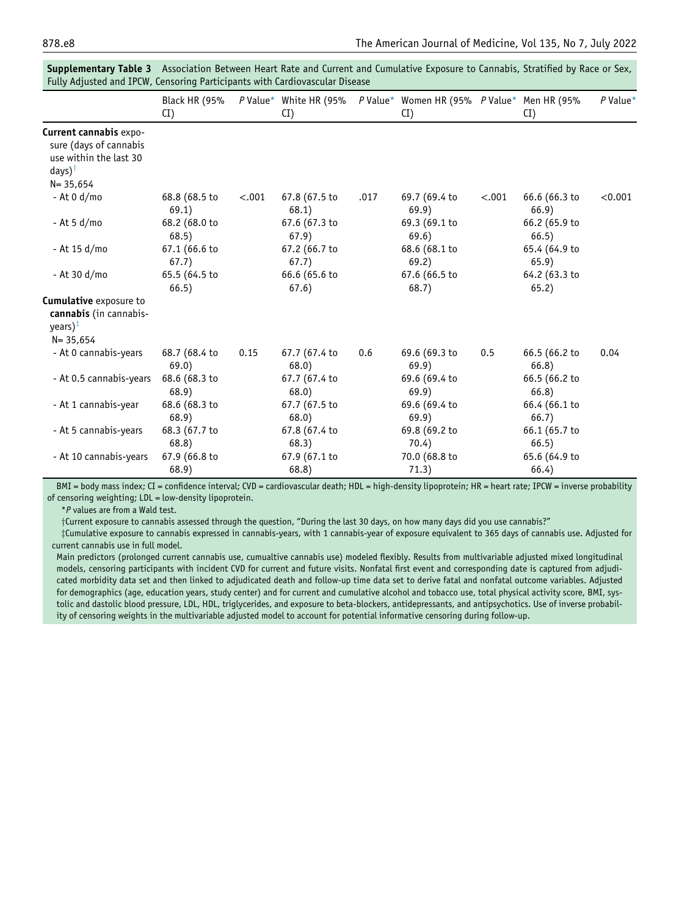**Supplementary Table 3** Association Between Heart Rate and Current and Cumulative Exposure to Cannabis, Stratified by Race or Sex, Fully Adjusted and IPCW, Censoring Participants with Cardiovascular Disease

| | Black HR (95% CI) | *P* Value* | White HR (95% CI) | *P* Value* | Women HR (95% CI) | *P* Value* | Men HR (95% CI) | *P* Value* |
|---|---|---|---|---|---|---|---|---|
| **Current cannabis** exposure (days of cannabis use within the last 30 days)† N= 35,654 | | | | | | | | |
| - At 0 d/mo | 68.8 (68.5 to 69.1) | <.001 | 67.8 (67.5 to 68.1) | .017 | 69.7 (69.4 to 69.9) | <.001 | 66.6 (66.3 to 66.9) | <0.001 |
| - At 5 d/mo | 68.2 (68.0 to 68.5) | | 67.6 (67.3 to 67.9) | | 69.3 (69.1 to 69.6) | | 66.2 (65.9 to 66.5) | |
| - At 15 d/mo | 67.1 (66.6 to 67.7) | | 67.2 (66.7 to 67.7) | | 68.6 (68.1 to 69.2) | | 65.4 (64.9 to 65.9) | |
| - At 30 d/mo | 65.5 (64.5 to 66.5) | | 66.6 (65.6 to 67.6) | | 67.6 (66.5 to 68.7) | | 64.2 (63.3 to 65.2) | |
| **Cumulative** exposure to **cannabis** (in cannabis-years)‡ N= 35,654 | | | | | | | | |
| - At 0 cannabis-years | 68.7 (68.4 to 69.0) | 0.15 | 67.7 (67.4 to 68.0) | 0.6 | 69.6 (69.3 to 69.9) | 0.5 | 66.5 (66.2 to 66.8) | 0.04 |
| - At 0.5 cannabis-years | 68.6 (68.3 to 68.9) | | 67.7 (67.4 to 68.0) | | 69.6 (69.4 to 69.9) | | 66.5 (66.2 to 66.8) | |
| - At 1 cannabis-year | 68.6 (68.3 to 68.9) | | 67.7 (67.5 to 68.0) | | 69.6 (69.4 to 69.9) | | 66.4 (66.1 to 66.7) | |
| - At 5 cannabis-years | 68.3 (67.7 to 68.8) | | 67.8 (67.4 to 68.3) | | 69.8 (69.2 to 70.4) | | 66.1 (65.7 to 66.5) | |
| - At 10 cannabis-years | 67.9 (66.8 to 68.9) | | 67.9 (67.1 to 68.8) | | 70.0 (68.8 to 71.3) | | 65.6 (64.9 to 66.4) | |

BMI = body mass index; CI = confidence interval; CVD = cardiovascular death; HDL = high-density lipoprotein; HR = heart rate; IPCW = inverse probability of censoring weighting; LDL = low-density lipoprotein.

**P* values are from a Wald test.

†Current exposure to cannabis assessed through the question, "During the last 30 days, on how many days did you use cannabis?"

‡Cumulative exposure to cannabis expressed in cannabis-years, with 1 cannabis-year of exposure equivalent to 365 days of cannabis use. Adjusted for current cannabis use in full model.

Main predictors (prolonged current cannabis use, cumualtive cannabis use) modeled flexibly. Results from multivariable adjusted mixed longitudinal models, censoring participants with incident CVD for current and future visits. Nonfatal first event and corresponding date is captured from adjudicated morbidity data set and then linked to adjudicated death and follow-up time data set to derive fatal and nonfatal outcome variables. Adjusted for demographics (age, education years, study center) and for current and cumulative alcohol and tobacco use, total physical activity score, BMI, systolic and dastolic blood pressure, LDL, HDL, triglycerides, and exposure to beta-blockers, antidepressants, and antipsychotics. Use of inverse probability of censoring weights in the multivariable adjusted model to account for potential informative censoring during follow-up.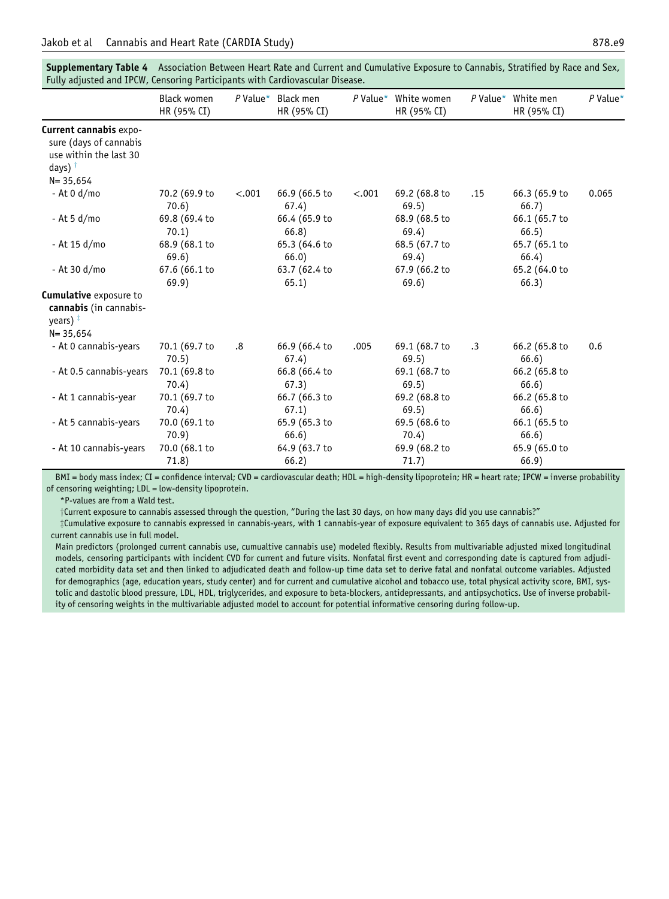**Supplementary Table 4** Association Between Heart Rate and Current and Cumulative Exposure to Cannabis, Stratified by Race and Sex, Fully adjusted and IPCW, Censoring Participants with Cardiovascular Disease.

| | Black women HR (95% CI) | *P* Value* | Black men HR (95% CI) | *P* Value* | White women HR (95% CI) | *P* Value* | White men HR (95% CI) | *P* Value* |
|---|---|---|---|---|---|---|---|---|
| **Current cannabis** exposure (days of cannabis use within the last 30 days) † N= 35,654 | | | | | | | | |
| - At 0 d/mo | 70.2 (69.9 to 70.6) | <.001 | 66.9 (66.5 to 67.4) | <.001 | 69.2 (68.8 to 69.5) | .15 | 66.3 (65.9 to 66.7) | 0.065 |
| - At 5 d/mo | 69.8 (69.4 to 70.1) | | 66.4 (65.9 to 66.8) | | 68.9 (68.5 to 69.4) | | 66.1 (65.7 to 66.5) | |
| - At 15 d/mo | 68.9 (68.1 to 69.6) | | 65.3 (64.6 to 66.0) | | 68.5 (67.7 to 69.4) | | 65.7 (65.1 to 66.4) | |
| - At 30 d/mo | 67.6 (66.1 to 69.9) | | 63.7 (62.4 to 65.1) | | 67.9 (66.2 to 69.6) | | 65.2 (64.0 to 66.3) | |
| **Cumulative** exposure to **cannabis** (in cannabis-years) ‡ N= 35,654 | | | | | | | | |
| - At 0 cannabis-years | 70.1 (69.7 to 70.5) | .8 | 66.9 (66.4 to 67.4) | .005 | 69.1 (68.7 to 69.5) | .3 | 66.2 (65.8 to 66.6) | 0.6 |
| - At 0.5 cannabis-years | 70.1 (69.8 to 70.4) | | 66.8 (66.4 to 67.3) | | 69.1 (68.7 to 69.5) | | 66.2 (65.8 to 66.6) | |
| - At 1 cannabis-year | 70.1 (69.7 to 70.4) | | 66.7 (66.3 to 67.1) | | 69.2 (68.8 to 69.5) | | 66.2 (65.8 to 66.6) | |
| - At 5 cannabis-years | 70.0 (69.1 to 70.9) | | 65.9 (65.3 to 66.6) | | 69.5 (68.6 to 70.4) | | 66.1 (65.5 to 66.6) | |
| - At 10 cannabis-years | 70.0 (68.1 to 71.8) | | 64.9 (63.7 to 66.2) | | 69.9 (68.2 to 71.7) | | 65.9 (65.0 to 66.9) | |

BMI = body mass index; CI = confidence interval; CVD = cardiovascular death; HDL = high-density lipoprotein; HR = heart rate; IPCW = inverse probability of censoring weighting; LDL = low-density lipoprotein.

*P-values are from a Wald test.

†Current exposure to cannabis assessed through the question, "During the last 30 days, on how many days did you use cannabis?"

‡Cumulative exposure to cannabis expressed in cannabis-years, with 1 cannabis-year of exposure equivalent to 365 days of cannabis use. Adjusted for current cannabis use in full model.

Main predictors (prolonged current cannabis use, cumualtive cannabis use) modeled flexibly. Results from multivariable adjusted mixed longitudinal models, censoring participants with incident CVD for current and future visits. Nonfatal first event and corresponding date is captured from adjudicated morbidity data set and then linked to adjudicated death and follow-up time data set to derive fatal and nonfatal outcome variables. Adjusted for demographics (age, education years, study center) and for current and cumulative alcohol and tobacco use, total physical activity score, BMI, systolic and dastolic blood pressure, LDL, HDL, triglycerides, and exposure to beta-blockers, antidepressants, and antipsychotics. Use of inverse probability of censoring weights in the multivariable adjusted model to account for potential informative censoring during follow-up.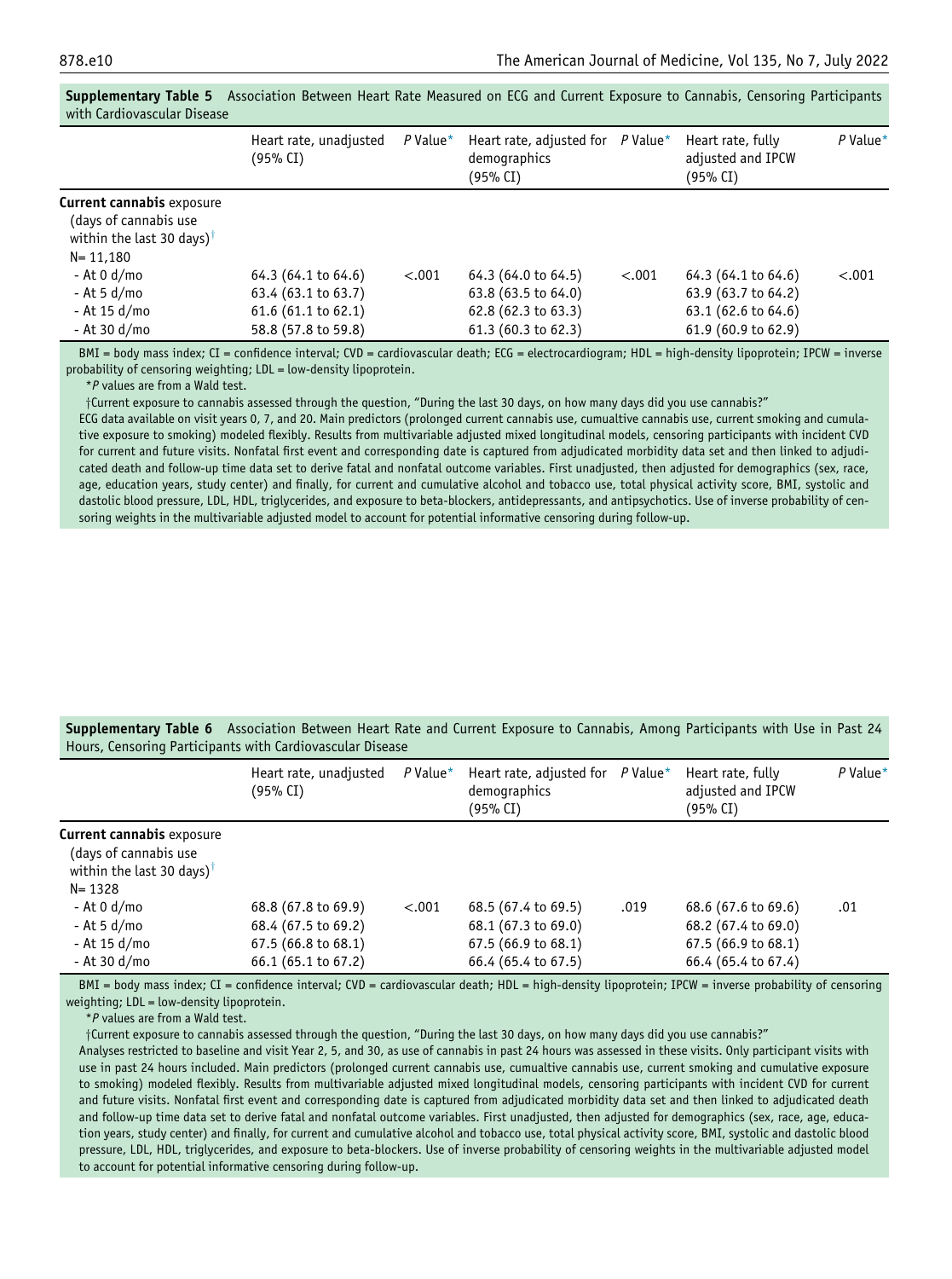**Supplementary Table 5** Association Between Heart Rate Measured on ECG and Current Exposure to Cannabis, Censoring Participants with Cardiovascular Disease

| | Heart rate, unadjusted (95% CI) | *P* Value* | Heart rate, adjusted for demographics (95% CI) | *P* Value* | Heart rate, fully adjusted and IPCW (95% CI) | *P* Value* |
|---|---|---|---|---|---|---|
| **Current cannabis** exposure (days of cannabis use within the last 30 days)[†] N= 11,180 | | | | | | |
| - At 0 d/mo | 64.3 (64.1 to 64.6) | <.001 | 64.3 (64.0 to 64.5) | <.001 | 64.3 (64.1 to 64.6) | <.001 |
| - At 5 d/mo | 63.4 (63.1 to 63.7) | | 63.8 (63.5 to 64.0) | | 63.9 (63.7 to 64.2) | |
| - At 15 d/mo | 61.6 (61.1 to 62.1) | | 62.8 (62.3 to 63.3) | | 63.1 (62.6 to 64.6) | |
| - At 30 d/mo | 58.8 (57.8 to 59.8) | | 61.3 (60.3 to 62.3) | | 61.9 (60.9 to 62.9) | |

BMI = body mass index; CI = confidence interval; CVD = cardiovascular death; ECG = electrocardiogram; HDL = high-density lipoprotein; IPCW = inverse probability of censoring weighting; LDL = low-density lipoprotein.

*P values are from a Wald test.

†Current exposure to cannabis assessed through the question, "During the last 30 days, on how many days did you use cannabis?"

ECG data available on visit years 0, 7, and 20. Main predictors (prolonged current cannabis use, cumualtive cannabis use, current smoking and cumulative exposure to smoking) modeled flexibly. Results from multivariable adjusted mixed longitudinal models, censoring participants with incident CVD for current and future visits. Nonfatal first event and corresponding date is captured from adjudicated morbidity data set and then linked to adjudicated death and follow-up time data set to derive fatal and nonfatal outcome variables. First unadjusted, then adjusted for demographics (sex, race, age, education years, study center) and finally, for current and cumulative alcohol and tobacco use, total physical activity score, BMI, systolic and dastolic blood pressure, LDL, HDL, triglycerides, and exposure to beta-blockers, antidepressants, and antipsychotics. Use of inverse probability of censoring weights in the multivariable adjusted model to account for potential informative censoring during follow-up.

**Supplementary Table 6** Association Between Heart Rate and Current Exposure to Cannabis, Among Participants with Use in Past 24 Hours, Censoring Participants with Cardiovascular Disease

| | Heart rate, unadjusted (95% CI) | *P* Value* | Heart rate, adjusted for demographics (95% CI) | *P* Value* | Heart rate, fully adjusted and IPCW (95% CI) | *P* Value* |
|---|---|---|---|---|---|---|
| **Current cannabis** exposure (days of cannabis use within the last 30 days)[†] N= 1328 | | | | | | |
| - At 0 d/mo | 68.8 (67.8 to 69.9) | <.001 | 68.5 (67.4 to 69.5) | .019 | 68.6 (67.6 to 69.6) | .01 |
| - At 5 d/mo | 68.4 (67.5 to 69.2) | | 68.1 (67.3 to 69.0) | | 68.2 (67.4 to 69.0) | |
| - At 15 d/mo | 67.5 (66.8 to 68.1) | | 67.5 (66.9 to 68.1) | | 67.5 (66.9 to 68.1) | |
| - At 30 d/mo | 66.1 (65.1 to 67.2) | | 66.4 (65.4 to 67.5) | | 66.4 (65.4 to 67.4) | |

BMI = body mass index; CI = confidence interval; CVD = cardiovascular death; HDL = high-density lipoprotein; IPCW = inverse probability of censoring weighting; LDL = low-density lipoprotein.

*P values are from a Wald test.

†Current exposure to cannabis assessed through the question, "During the last 30 days, on how many days did you use cannabis?"

Analyses restricted to baseline and visit Year 2, 5, and 30, as use of cannabis in past 24 hours was assessed in these visits. Only participant visits with use in past 24 hours included. Main predictors (prolonged current cannabis use, cumualtive cannabis use, current smoking and cumulative exposure to smoking) modeled flexibly. Results from multivariable adjusted mixed longitudinal models, censoring participants with incident CVD for current and future visits. Nonfatal first event and corresponding date is captured from adjudicated morbidity data set and then linked to adjudicated death and follow-up time data set to derive fatal and nonfatal outcome variables. First unadjusted, then adjusted for demographics (sex, race, age, education years, study center) and finally, for current and cumulative alcohol and tobacco use, total physical activity score, BMI, systolic and dastolic blood pressure, LDL, HDL, triglycerides, and exposure to beta-blockers. Use of inverse probability of censoring weights in the multivariable adjusted model to account for potential informative censoring during follow-up.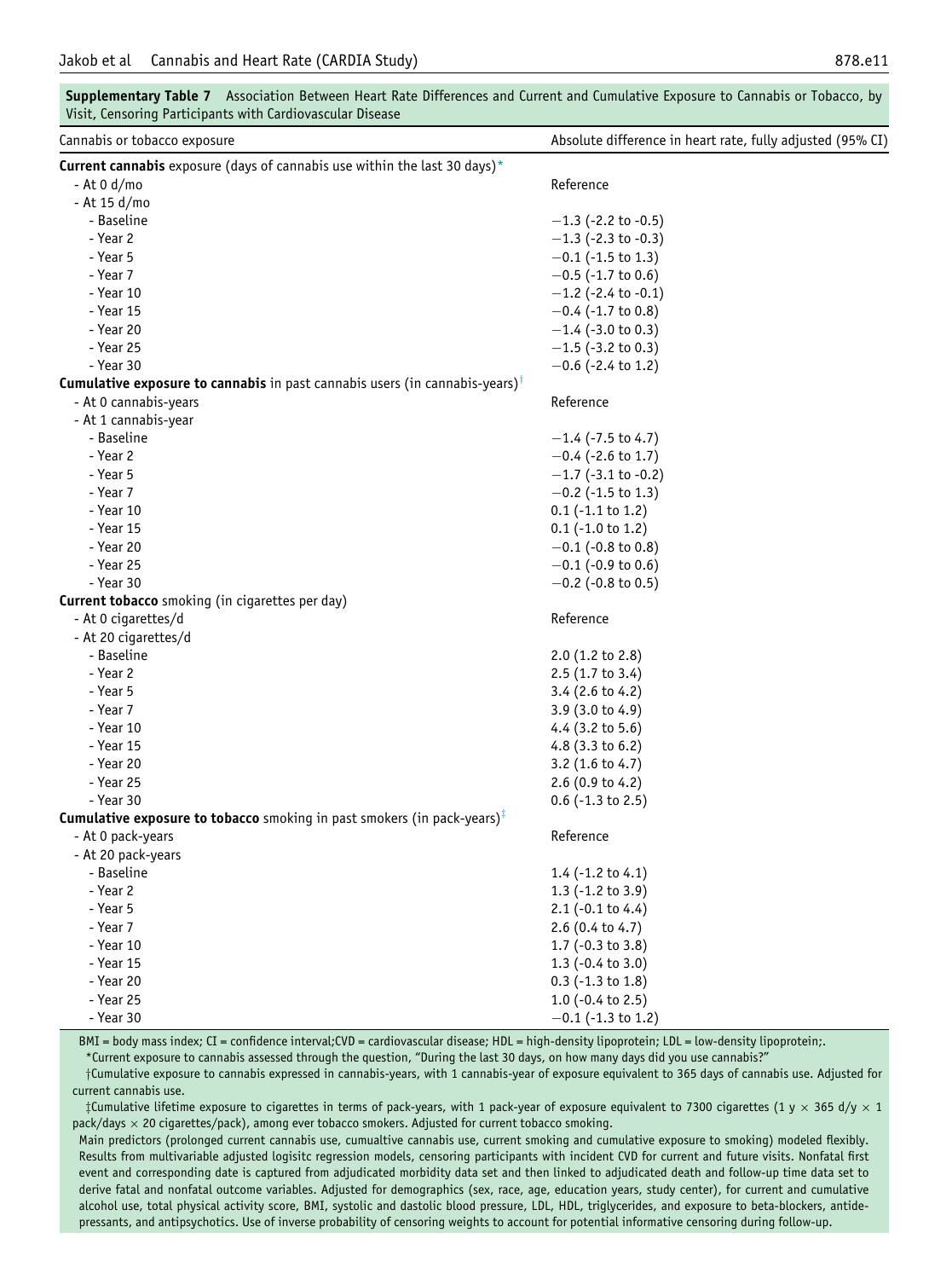**Supplementary Table 7** Association Between Heart Rate Differences and Current and Cumulative Exposure to Cannabis or Tobacco, by Visit, Censoring Participants with Cardiovascular Disease

| Cannabis or tobacco exposure | Absolute difference in heart rate, fully adjusted (95% CI) |
|---|---|
| **Current cannabis** exposure (days of cannabis use within the last 30 days)* | |
| - At 0 d/mo | Reference |
| - At 15 d/mo | |
| - Baseline | −1.3 (-2.2 to -0.5) |
| - Year 2 | −1.3 (-2.3 to -0.3) |
| - Year 5 | −0.1 (-1.5 to 1.3) |
| - Year 7 | −0.5 (-1.7 to 0.6) |
| - Year 10 | −1.2 (-2.4 to -0.1) |
| - Year 15 | −0.4 (-1.7 to 0.8) |
| - Year 20 | −1.4 (-3.0 to 0.3) |
| - Year 25 | −1.5 (-3.2 to 0.3) |
| - Year 30 | −0.6 (-2.4 to 1.2) |
| **Cumulative exposure to cannabis** in past cannabis users (in cannabis-years)† | |
| - At 0 cannabis-years | Reference |
| - At 1 cannabis-year | |
| - Baseline | −1.4 (-7.5 to 4.7) |
| - Year 2 | −0.4 (-2.6 to 1.7) |
| - Year 5 | −1.7 (-3.1 to -0.2) |
| - Year 7 | −0.2 (-1.5 to 1.3) |
| - Year 10 | 0.1 (-1.1 to 1.2) |
| - Year 15 | 0.1 (-1.0 to 1.2) |
| - Year 20 | −0.1 (-0.8 to 0.8) |
| - Year 25 | −0.1 (-0.9 to 0.6) |
| - Year 30 | −0.2 (-0.8 to 0.5) |
| **Current tobacco** smoking (in cigarettes per day) | |
| - At 0 cigarettes/d | Reference |
| - At 20 cigarettes/d | |
| - Baseline | 2.0 (1.2 to 2.8) |
| - Year 2 | 2.5 (1.7 to 3.4) |
| - Year 5 | 3.4 (2.6 to 4.2) |
| - Year 7 | 3.9 (3.0 to 4.9) |
| - Year 10 | 4.4 (3.2 to 5.6) |
| - Year 15 | 4.8 (3.3 to 6.2) |
| - Year 20 | 3.2 (1.6 to 4.7) |
| - Year 25 | 2.6 (0.9 to 4.2) |
| - Year 30 | 0.6 (-1.3 to 2.5) |
| **Cumulative exposure to tobacco** smoking in past smokers (in pack-years)‡ | |
| - At 0 pack-years | Reference |
| - At 20 pack-years | |
| - Baseline | 1.4 (-1.2 to 4.1) |
| - Year 2 | 1.3 (-1.2 to 3.9) |
| - Year 5 | 2.1 (-0.1 to 4.4) |
| - Year 7 | 2.6 (0.4 to 4.7) |
| - Year 10 | 1.7 (-0.3 to 3.8) |
| - Year 15 | 1.3 (-0.4 to 3.0) |
| - Year 20 | 0.3 (-1.3 to 1.8) |
| - Year 25 | 1.0 (-0.4 to 2.5) |
| - Year 30 | −0.1 (-1.3 to 1.2) |

BMI = body mass index; CI = confidence interval;CVD = cardiovascular disease; HDL = high-density lipoprotein; LDL = low-density lipoprotein;.

*Current exposure to cannabis assessed through the question, "During the last 30 days, on how many days did you use cannabis?"

†Cumulative exposure to cannabis expressed in cannabis-years, with 1 cannabis-year of exposure equivalent to 365 days of cannabis use. Adjusted for current cannabis use.

‡Cumulative lifetime exposure to cigarettes in terms of pack-years, with 1 pack-year of exposure equivalent to 7300 cigarettes (1 y × 365 d/y × 1 pack/days × 20 cigarettes/pack), among ever tobacco smokers. Adjusted for current tobacco smoking.

Main predictors (prolonged current cannabis use, cumualtive cannabis use, current smoking and cumulative exposure to smoking) modeled flexibly. Results from multivariable adjusted logisitc regression models, censoring participants with incident CVD for current and future visits. Nonfatal first event and corresponding date is captured from adjudicated morbidity data set and then linked to adjudicated death and follow-up time data set to derive fatal and nonfatal outcome variables. Adjusted for demographics (sex, race, age, education years, study center), for current and cumulative alcohol use, total physical activity score, BMI, systolic and dastolic blood pressure, LDL, HDL, triglycerides, and exposure to beta-blockers, antidepressants, and antipsychotics. Use of inverse probability of censoring weights to account for potential informative censoring during follow-up.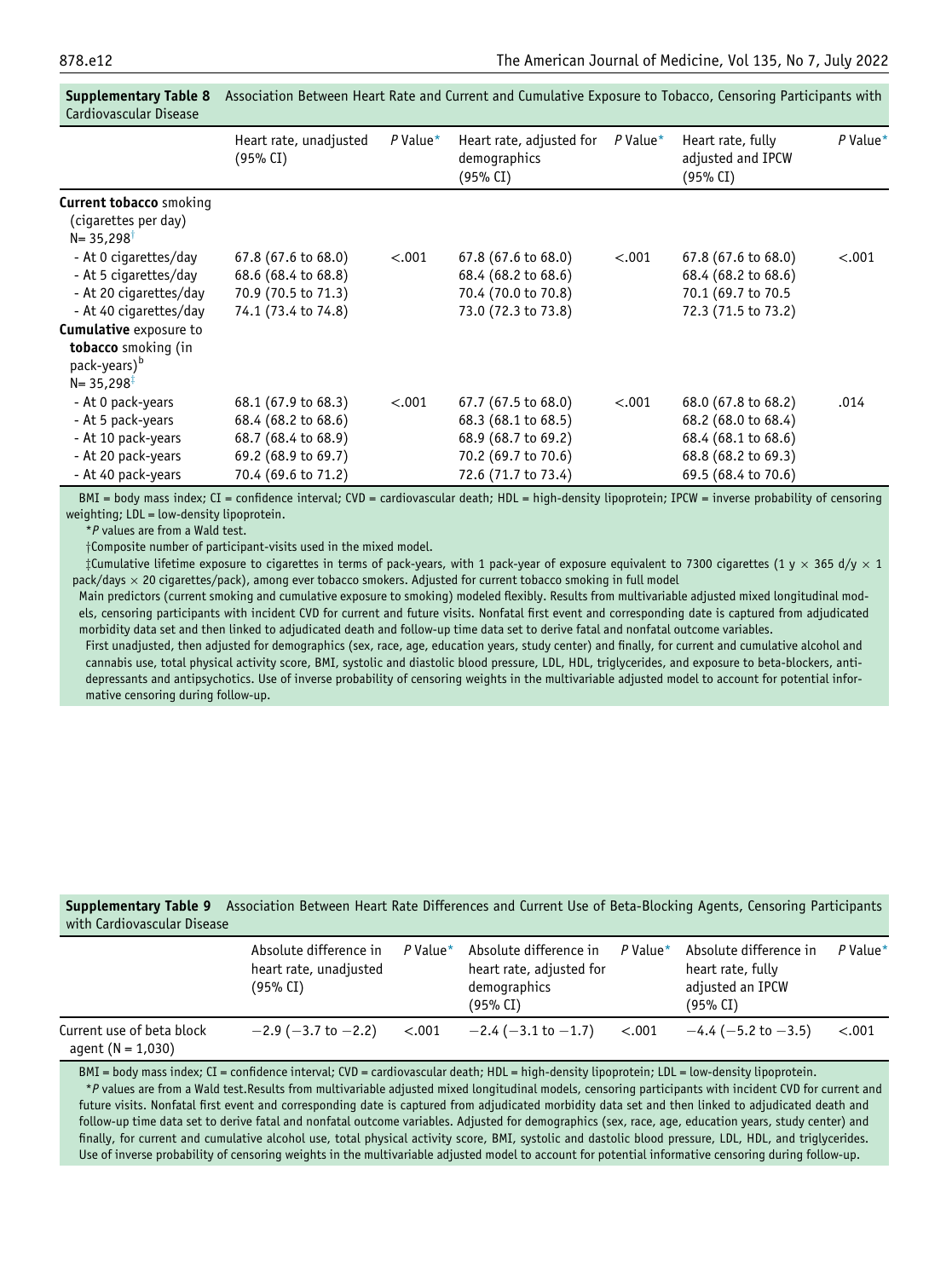**Supplementary Table 8** Association Between Heart Rate and Current and Cumulative Exposure to Tobacco, Censoring Participants with Cardiovascular Disease

| | Heart rate, unadjusted (95% CI) | *P* Value* | Heart rate, adjusted for demographics (95% CI) | *P* Value* | Heart rate, fully adjusted and IPCW (95% CI) | *P* Value* |
|---|---|---|---|---|---|---|
| **Current tobacco** smoking (cigarettes per day) N= 35,298† | | | | | | |
| - At 0 cigarettes/day | 67.8 (67.6 to 68.0) | <.001 | 67.8 (67.6 to 68.0) | <.001 | 67.8 (67.6 to 68.0) | <.001 |
| - At 5 cigarettes/day | 68.6 (68.4 to 68.8) | | 68.4 (68.2 to 68.6) | | 68.4 (68.2 to 68.6) | |
| - At 20 cigarettes/day | 70.9 (70.5 to 71.3) | | 70.4 (70.0 to 70.8) | | 70.1 (69.7 to 70.5 | |
| - At 40 cigarettes/day | 74.1 (73.4 to 74.8) | | 73.0 (72.3 to 73.8) | | 72.3 (71.5 to 73.2) | |
| **Cumulative** exposure to **tobacco** smoking (in pack-years)[b] N= 35,298‡ | | | | | | |
| - At 0 pack-years | 68.1 (67.9 to 68.3) | <.001 | 67.7 (67.5 to 68.0) | <.001 | 68.0 (67.8 to 68.2) | .014 |
| - At 5 pack-years | 68.4 (68.2 to 68.6) | | 68.3 (68.1 to 68.5) | | 68.2 (68.0 to 68.4) | |
| - At 10 pack-years | 68.7 (68.4 to 68.9) | | 68.9 (68.7 to 69.2) | | 68.4 (68.1 to 68.6) | |
| - At 20 pack-years | 69.2 (68.9 to 69.7) | | 70.2 (69.7 to 70.6) | | 68.8 (68.2 to 69.3) | |
| - At 40 pack-years | 70.4 (69.6 to 71.2) | | 72.6 (71.7 to 73.4) | | 69.5 (68.4 to 70.6) | |

BMI = body mass index; CI = confidence interval; CVD = cardiovascular death; HDL = high-density lipoprotein; IPCW = inverse probability of censoring weighting; LDL = low-density lipoprotein.

**P* values are from a Wald test.

†Composite number of participant-visits used in the mixed model.

‡Cumulative lifetime exposure to cigarettes in terms of pack-years, with 1 pack-year of exposure equivalent to 7300 cigarettes (1 y × 365 d/y × 1 pack/days × 20 cigarettes/pack), among ever tobacco smokers. Adjusted for current tobacco smoking in full model

Main predictors (current smoking and cumulative exposure to smoking) modeled flexibly. Results from multivariable adjusted mixed longitudinal models, censoring participants with incident CVD for current and future visits. Nonfatal first event and corresponding date is captured from adjudicated morbidity data set and then linked to adjudicated death and follow-up time data set to derive fatal and nonfatal outcome variables.

First unadjusted, then adjusted for demographics (sex, race, age, education years, study center) and finally, for current and cumulative alcohol and cannabis use, total physical activity score, BMI, systolic and diastolic blood pressure, LDL, HDL, triglycerides, and exposure to beta-blockers, antidepressants and antipsychotics. Use of inverse probability of censoring weights in the multivariable adjusted model to account for potential informative censoring during follow-up.

**Supplementary Table 9** Association Between Heart Rate Differences and Current Use of Beta-Blocking Agents, Censoring Participants with Cardiovascular Disease

| | Absolute difference in heart rate, unadjusted (95% CI) | *P* Value* | Absolute difference in heart rate, adjusted for demographics (95% CI) | *P* Value* | Absolute difference in heart rate, fully adjusted an IPCW (95% CI) | *P* Value* |
|---|---|---|---|---|---|---|
| Current use of beta block agent (N = 1,030) | −2.9 (−3.7 to −2.2) | <.001 | −2.4 (−3.1 to −1.7) | <.001 | −4.4 (−5.2 to −3.5) | <.001 |

BMI = body mass index; CI = confidence interval; CVD = cardiovascular death; HDL = high-density lipoprotein; LDL = low-density lipoprotein.

**P* values are from a Wald test.Results from multivariable adjusted mixed longitudinal models, censoring participants with incident CVD for current and future visits. Nonfatal first event and corresponding date is captured from adjudicated morbidity data set and then linked to adjudicated death and follow-up time data set to derive fatal and nonfatal outcome variables. Adjusted for demographics (sex, race, age, education years, study center) and finally, for current and cumulative alcohol use, total physical activity score, BMI, systolic and dastolic blood pressure, LDL, HDL, and triglycerides. Use of inverse probability of censoring weights in the multivariable adjusted model to account for potential informative censoring during follow-up.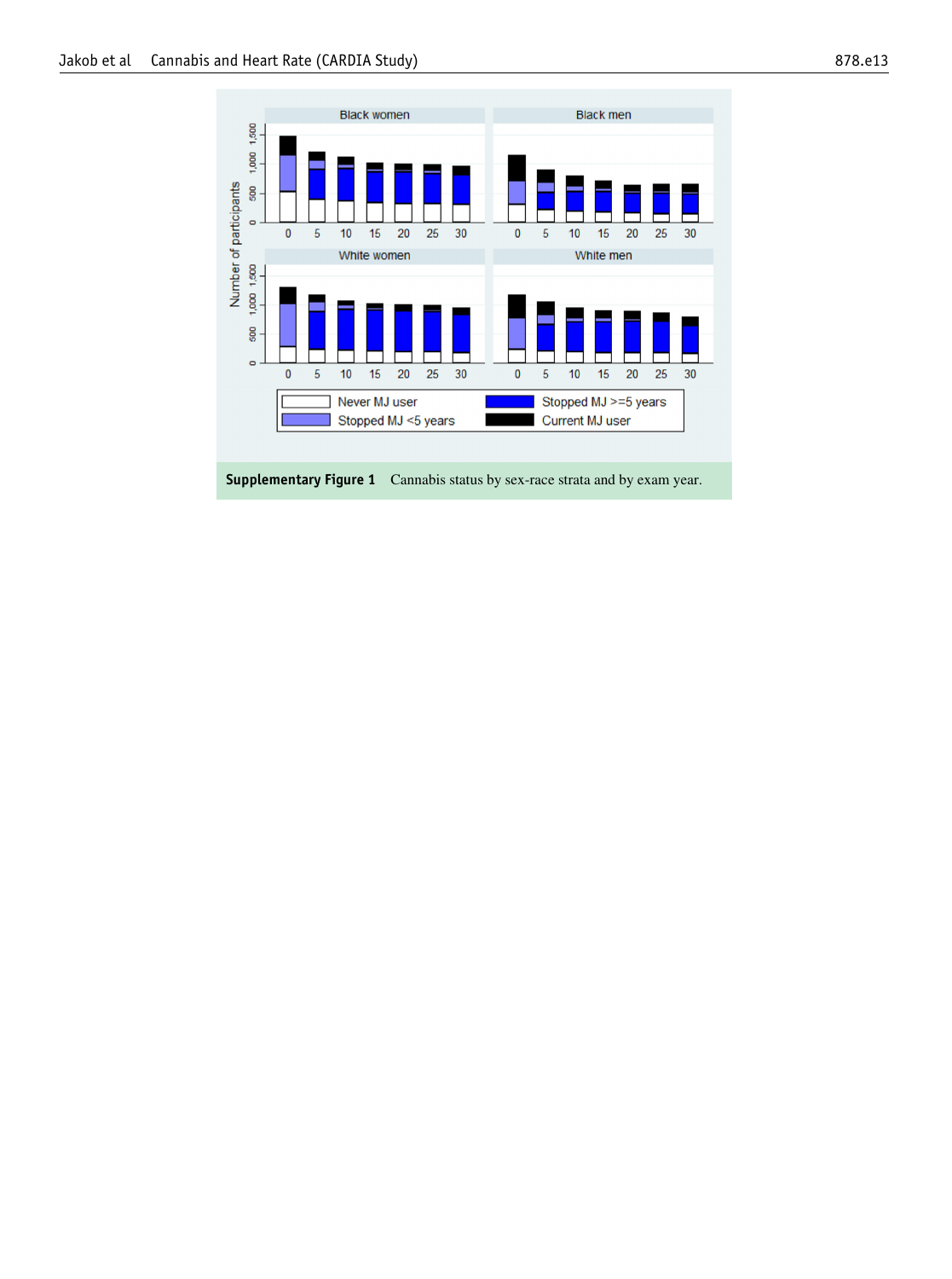**Supplementary Figure 1** Cannabis status by sex-race strata and by exam year.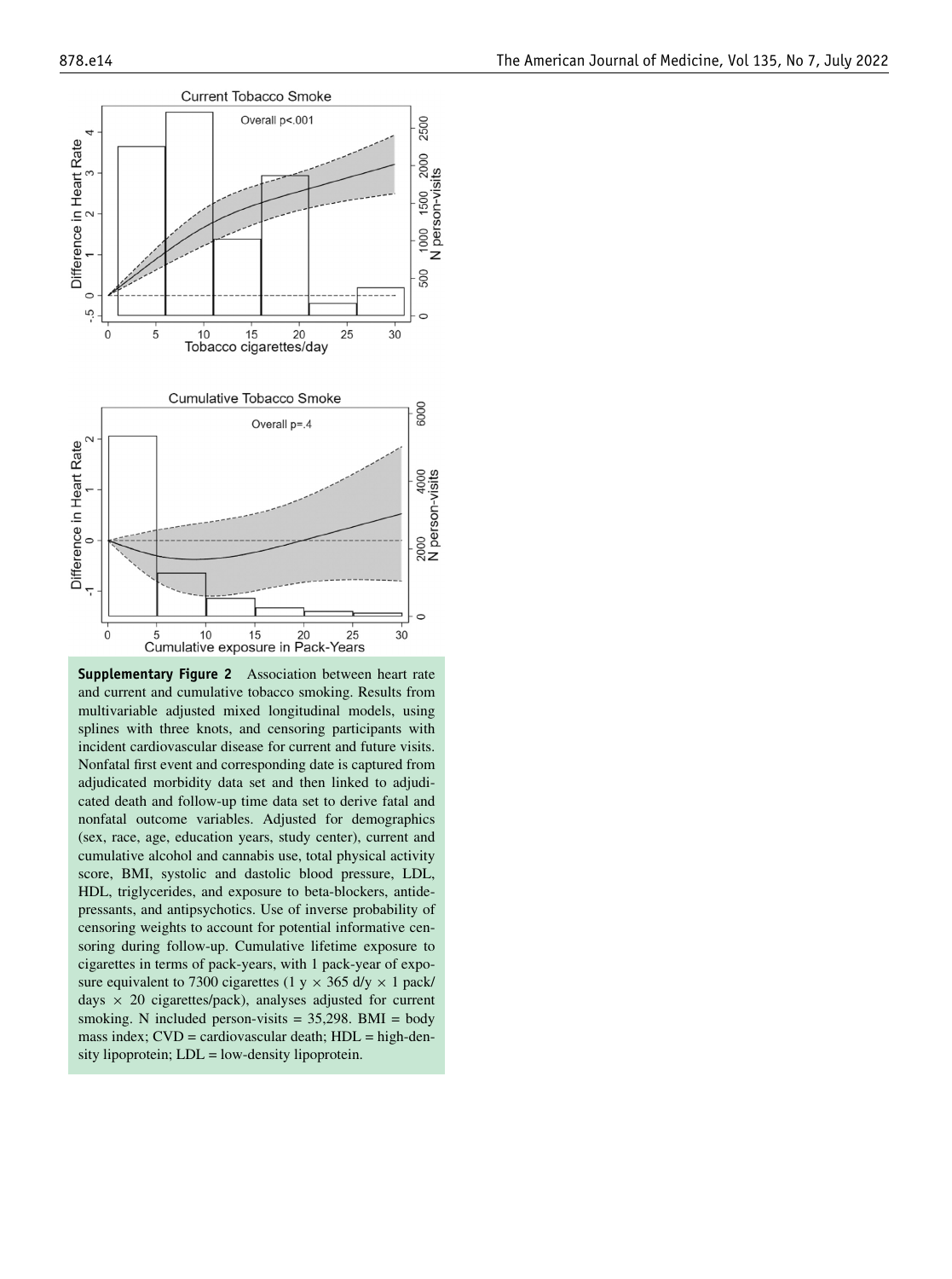Current Tobacco Smoke

Overall p<.001

Difference in Heart Rate

N person-visits

-.5
0
1
2
3
4

0
500
1000
1500
2000
2500

0
5
10
15
20
25
30

Tobacco cigarettes/day

Cumulative Tobacco Smoke

Overall p=.4

Difference in Heart Rate

N person-visits

-1
0
1
2

0
2000
4000
6000

0
5
10
15
20
25
30

Cumulative exposure in Pack-Years

**Supplementary Figure 2** Association between heart rate and current and cumulative tobacco smoking. Results from multivariable adjusted mixed longitudinal models, using splines with three knots, and censoring participants with incident cardiovascular disease for current and future visits. Nonfatal first event and corresponding date is captured from adjudicated morbidity data set and then linked to adjudicated death and follow-up time data set to derive fatal and nonfatal outcome variables. Adjusted for demographics (sex, race, age, education years, study center), current and cumulative alcohol and cannabis use, total physical activity score, BMI, systolic and dastolic blood pressure, LDL, HDL, triglycerides, and exposure to beta-blockers, antidepressants, and antipsychotics. Use of inverse probability of censoring weights to account for potential informative censoring during follow-up. Cumulative lifetime exposure to cigarettes in terms of pack-years, with 1 pack-year of exposure equivalent to 7300 cigarettes (1 y × 365 d/y × 1 pack/days × 20 cigarettes/pack), analyses adjusted for current smoking. N included person-visits = 35,298. BMI = body mass index; CVD = cardiovascular death; HDL = high-density lipoprotein; LDL = low-density lipoprotein.